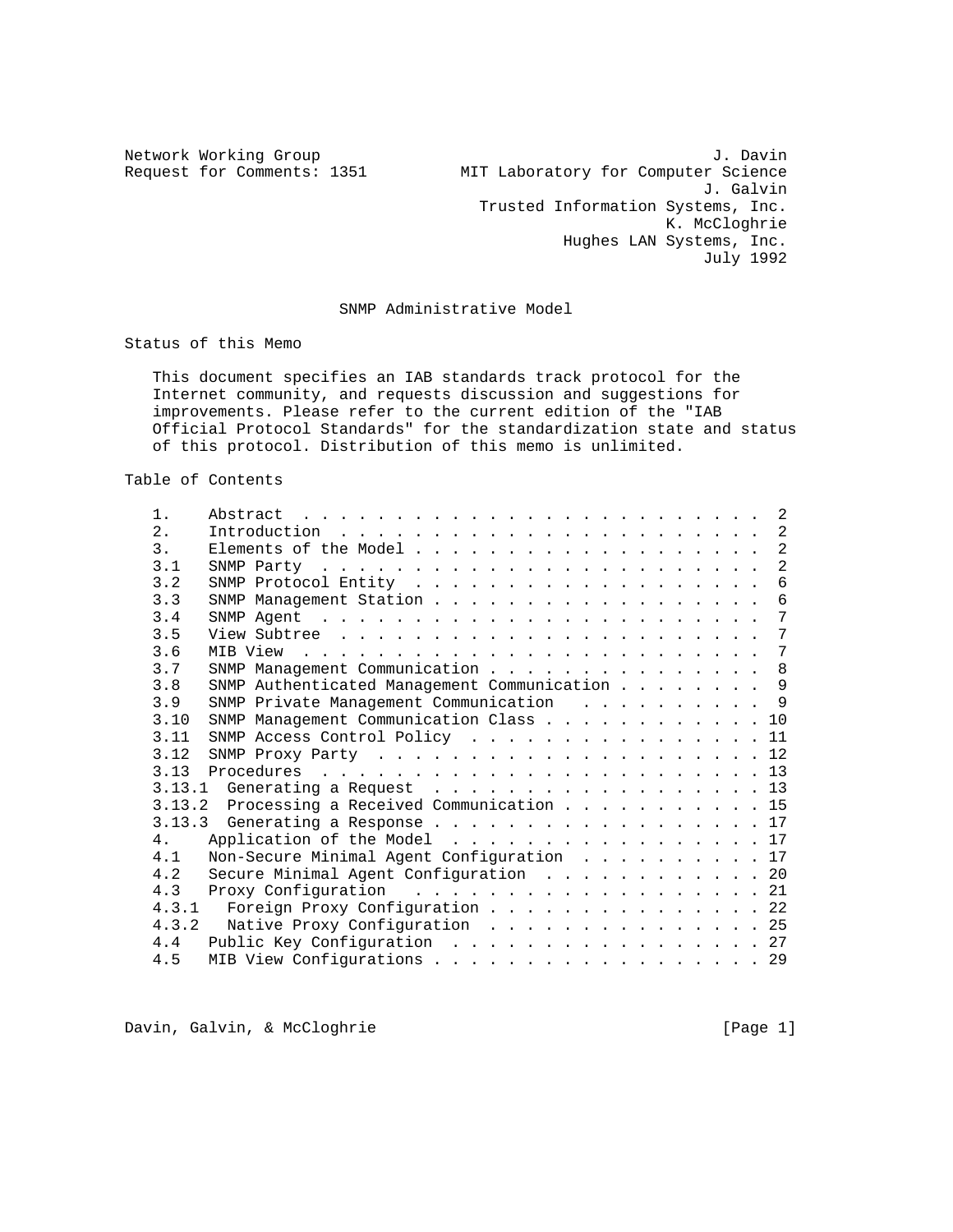Network Working Group                                           J. Davin
Request for Comments: 1351         MIT Laboratory for Computer Science
                                                               J. Galvin
                                       Trusted Information Systems, Inc.
                                                           K. McCloghrie
                                                  Hughes LAN Systems, Inc.
                                                               July 1992

# SNMP Administrative Model

## Status of this Memo

This document specifies an IAB standards track protocol for the Internet community, and requests discussion and suggestions for improvements. Please refer to the current edition of the "IAB Official Protocol Standards" for the standardization state and status of this protocol. Distribution of this memo is unlimited.

## Table of Contents

| | | |
|---|---|---|
| 1. | Abstract | 2 |
| 2. | Introduction | 2 |
| 3. | Elements of the Model | 2 |
| 3.1 | SNMP Party | 2 |
| 3.2 | SNMP Protocol Entity | 6 |
| 3.3 | SNMP Management Station | 6 |
| 3.4 | SNMP Agent | 7 |
| 3.5 | View Subtree | 7 |
| 3.6 | MIB View | 7 |
| 3.7 | SNMP Management Communication | 8 |
| 3.8 | SNMP Authenticated Management Communication | 9 |
| 3.9 | SNMP Private Management Communication | 9 |
| 3.10 | SNMP Management Communication Class | 10 |
| 3.11 | SNMP Access Control Policy | 11 |
| 3.12 | SNMP Proxy Party | 12 |
| 3.13 | Procedures | 13 |
| 3.13.1 | Generating a Request | 13 |
| 3.13.2 | Processing a Received Communication | 15 |
| 3.13.3 | Generating a Response | 17 |
| 4. | Application of the Model | 17 |
| 4.1 | Non-Secure Minimal Agent Configuration | 17 |
| 4.2 | Secure Minimal Agent Configuration | 20 |
| 4.3 | Proxy Configuration | 21 |
| 4.3.1 | Foreign Proxy Configuration | 22 |
| 4.3.2 | Native Proxy Configuration | 25 |
| 4.4 | Public Key Configuration | 27 |
| 4.5 | MIB View Configurations | 29 |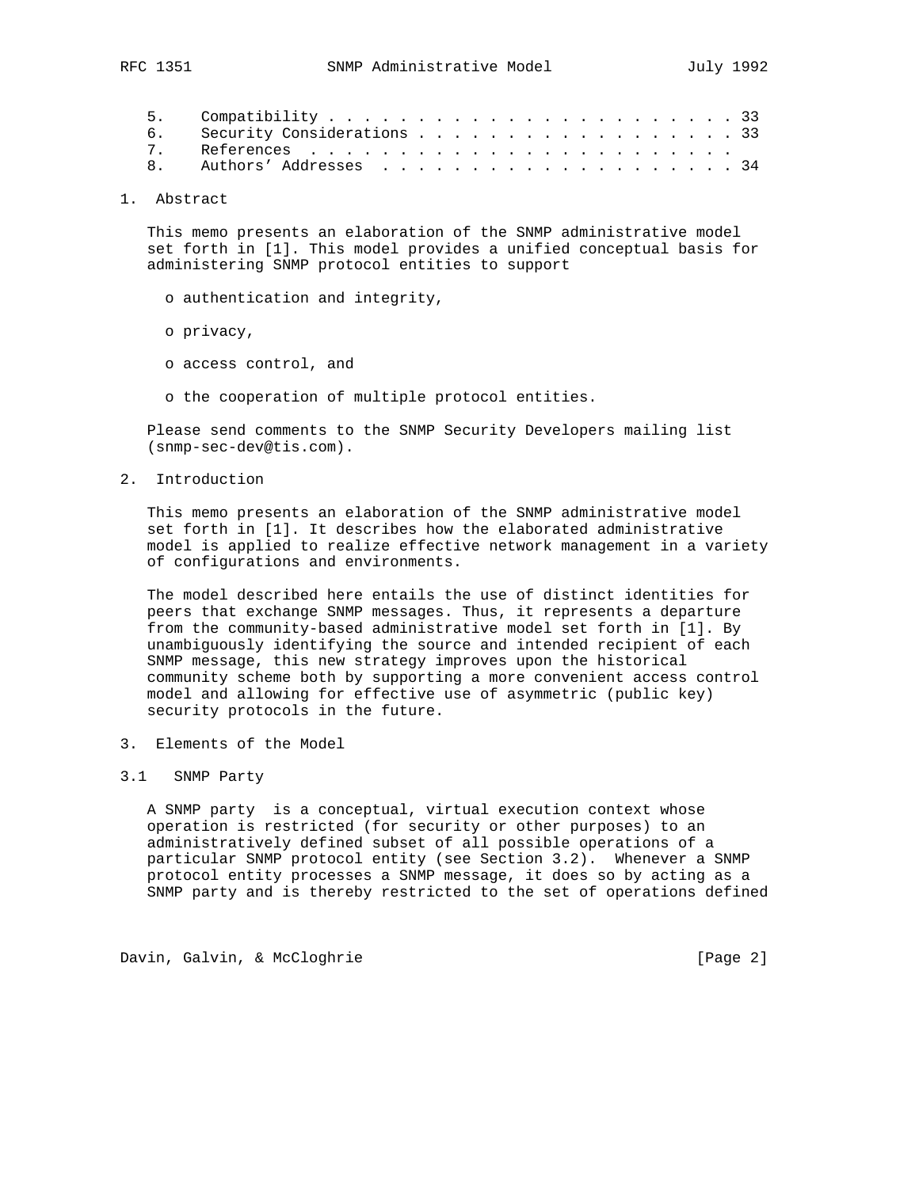5. Compatibility . . . . . . . . . . . . . . . . . . . . . . . 33
6. Security Considerations . . . . . . . . . . . . . . . . . . . 33
7. References . . . . . . . . . . . . . . . . . . . . . . . .
8. Authors' Addresses . . . . . . . . . . . . . . . . . . . . . 34

# 1. Abstract

This memo presents an elaboration of the SNMP administrative model set forth in [1]. This model provides a unified conceptual basis for administering SNMP protocol entities to support

- authentication and integrity,
- privacy,
- access control, and
- the cooperation of multiple protocol entities.

Please send comments to the SNMP Security Developers mailing list (snmp-sec-dev@tis.com).

# 2. Introduction

This memo presents an elaboration of the SNMP administrative model set forth in [1]. It describes how the elaborated administrative model is applied to realize effective network management in a variety of configurations and environments.

The model described here entails the use of distinct identities for peers that exchange SNMP messages. Thus, it represents a departure from the community-based administrative model set forth in [1]. By unambiguously identifying the source and intended recipient of each SNMP message, this new strategy improves upon the historical community scheme both by supporting a more convenient access control model and allowing for effective use of asymmetric (public key) security protocols in the future.

# 3. Elements of the Model

## 3.1 SNMP Party

A SNMP party is a conceptual, virtual execution context whose operation is restricted (for security or other purposes) to an administratively defined subset of all possible operations of a particular SNMP protocol entity (see Section 3.2). Whenever a SNMP protocol entity processes a SNMP message, it does so by acting as a SNMP party and is thereby restricted to the set of operations defined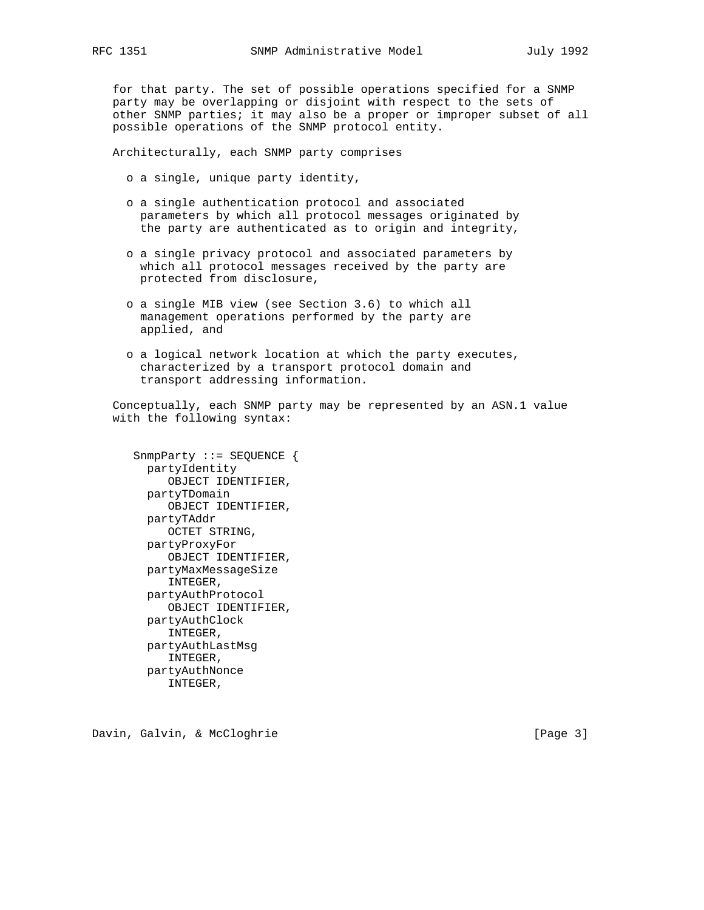for that party. The set of possible operations specified for a SNMP party may be overlapping or disjoint with respect to the sets of other SNMP parties; it may also be a proper or improper subset of all possible operations of the SNMP protocol entity.

Architecturally, each SNMP party comprises

- o a single, unique party identity,
- o a single authentication protocol and associated parameters by which all protocol messages originated by the party are authenticated as to origin and integrity,
- o a single privacy protocol and associated parameters by which all protocol messages received by the party are protected from disclosure,
- o a single MIB view (see Section 3.6) to which all management operations performed by the party are applied, and
- o a logical network location at which the party executes, characterized by a transport protocol domain and transport addressing information.

Conceptually, each SNMP party may be represented by an ASN.1 value with the following syntax:

```
SnmpParty ::= SEQUENCE {
  partyIdentity
     OBJECT IDENTIFIER,
  partyTDomain
     OBJECT IDENTIFIER,
  partyTAddr
     OCTET STRING,
  partyProxyFor
     OBJECT IDENTIFIER,
  partyMaxMessageSize
     INTEGER,
  partyAuthProtocol
     OBJECT IDENTIFIER,
  partyAuthClock
     INTEGER,
  partyAuthLastMsg
     INTEGER,
  partyAuthNonce
     INTEGER,
```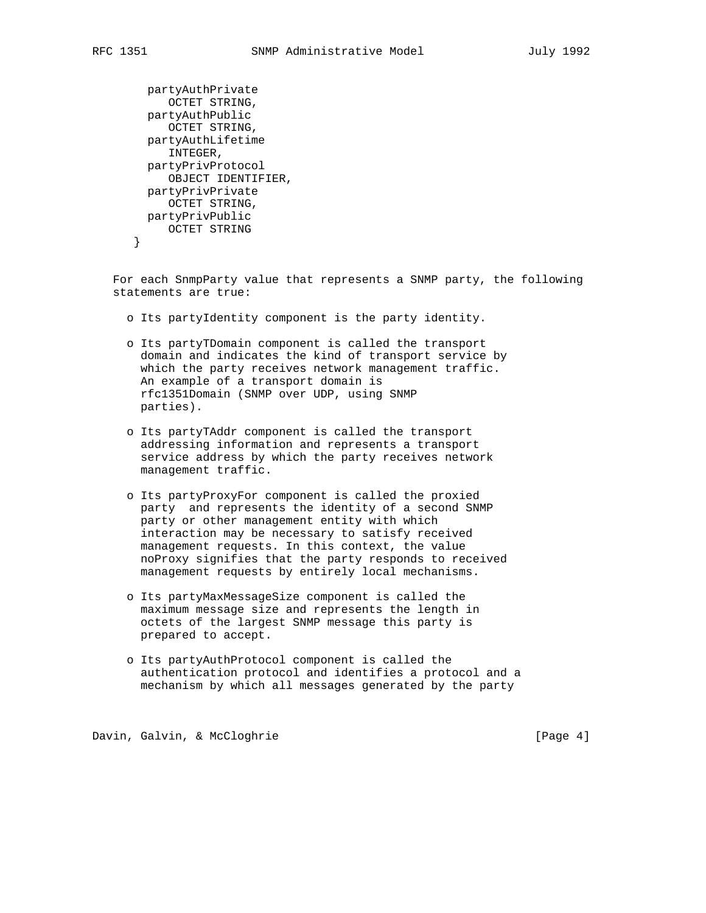```
          partyAuthPrivate
             OCTET STRING,
          partyAuthPublic
             OCTET STRING,
          partyAuthLifetime
             INTEGER,
          partyPrivProtocol
             OBJECT IDENTIFIER,
          partyPrivPrivate
             OCTET STRING,
          partyPrivPublic
             OCTET STRING
        }
```

For each SnmpParty value that represents a SNMP party, the following statements are true:

- o Its partyIdentity component is the party identity.

- o Its partyTDomain component is called the transport domain and indicates the kind of transport service by which the party receives network management traffic. An example of a transport domain is rfc1351Domain (SNMP over UDP, using SNMP parties).

- o Its partyTAddr component is called the transport addressing information and represents a transport service address by which the party receives network management traffic.

- o Its partyProxyFor component is called the proxied party and represents the identity of a second SNMP party or other management entity with which interaction may be necessary to satisfy received management requests. In this context, the value noProxy signifies that the party responds to received management requests by entirely local mechanisms.

- o Its partyMaxMessageSize component is called the maximum message size and represents the length in octets of the largest SNMP message this party is prepared to accept.

- o Its partyAuthProtocol component is called the authentication protocol and identifies a protocol and a mechanism by which all messages generated by the party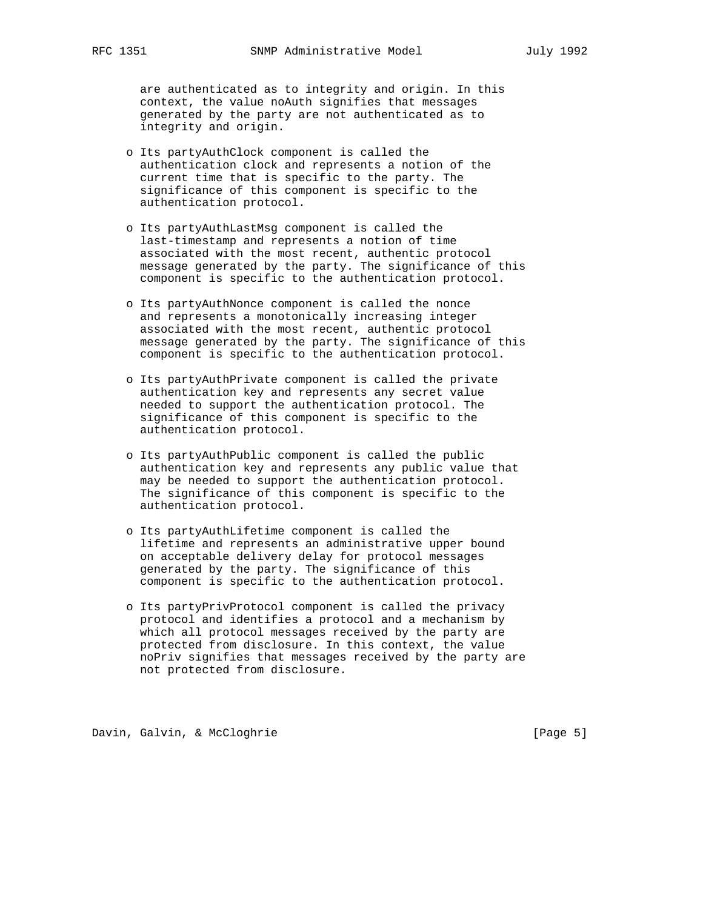are authenticated as to integrity and origin. In this context, the value noAuth signifies that messages generated by the party are not authenticated as to integrity and origin.

- Its partyAuthClock component is called the authentication clock and represents a notion of the current time that is specific to the party. The significance of this component is specific to the authentication protocol.

- Its partyAuthLastMsg component is called the last-timestamp and represents a notion of time associated with the most recent, authentic protocol message generated by the party. The significance of this component is specific to the authentication protocol.

- Its partyAuthNonce component is called the nonce and represents a monotonically increasing integer associated with the most recent, authentic protocol message generated by the party. The significance of this component is specific to the authentication protocol.

- Its partyAuthPrivate component is called the private authentication key and represents any secret value needed to support the authentication protocol. The significance of this component is specific to the authentication protocol.

- Its partyAuthPublic component is called the public authentication key and represents any public value that may be needed to support the authentication protocol. The significance of this component is specific to the authentication protocol.

- Its partyAuthLifetime component is called the lifetime and represents an administrative upper bound on acceptable delivery delay for protocol messages generated by the party. The significance of this component is specific to the authentication protocol.

- Its partyPrivProtocol component is called the privacy protocol and identifies a protocol and a mechanism by which all protocol messages received by the party are protected from disclosure. In this context, the value noPriv signifies that messages received by the party are not protected from disclosure.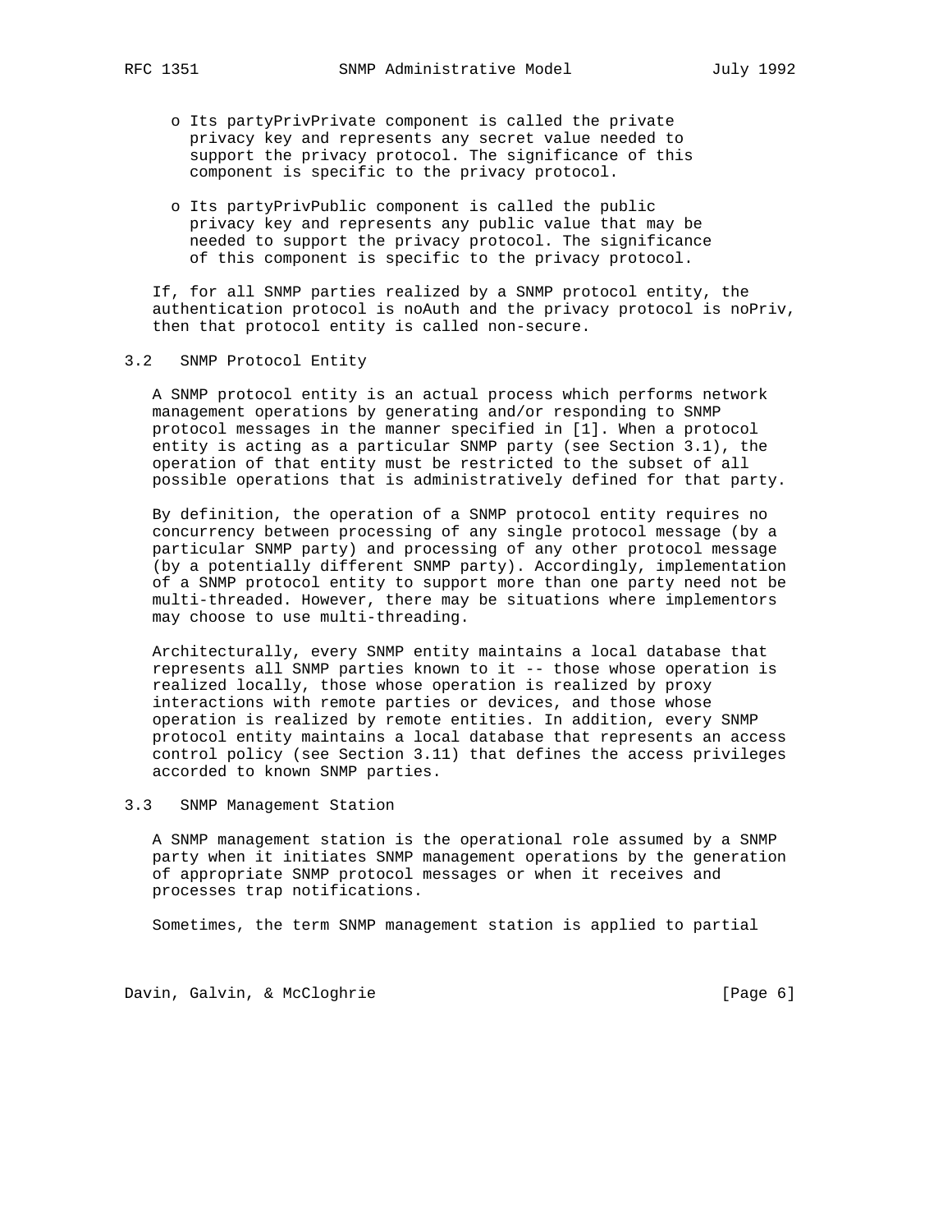- Its partyPrivPrivate component is called the private privacy key and represents any secret value needed to support the privacy protocol. The significance of this component is specific to the privacy protocol.

- Its partyPrivPublic component is called the public privacy key and represents any public value that may be needed to support the privacy protocol. The significance of this component is specific to the privacy protocol.

If, for all SNMP parties realized by a SNMP protocol entity, the authentication protocol is noAuth and the privacy protocol is noPriv, then that protocol entity is called non-secure.

### 3.2 SNMP Protocol Entity

A SNMP protocol entity is an actual process which performs network management operations by generating and/or responding to SNMP protocol messages in the manner specified in [1]. When a protocol entity is acting as a particular SNMP party (see Section 3.1), the operation of that entity must be restricted to the subset of all possible operations that is administratively defined for that party.

By definition, the operation of a SNMP protocol entity requires no concurrency between processing of any single protocol message (by a particular SNMP party) and processing of any other protocol message (by a potentially different SNMP party). Accordingly, implementation of a SNMP protocol entity to support more than one party need not be multi-threaded. However, there may be situations where implementors may choose to use multi-threading.

Architecturally, every SNMP entity maintains a local database that represents all SNMP parties known to it -- those whose operation is realized locally, those whose operation is realized by proxy interactions with remote parties or devices, and those whose operation is realized by remote entities. In addition, every SNMP protocol entity maintains a local database that represents an access control policy (see Section 3.11) that defines the access privileges accorded to known SNMP parties.

### 3.3 SNMP Management Station

A SNMP management station is the operational role assumed by a SNMP party when it initiates SNMP management operations by the generation of appropriate SNMP protocol messages or when it receives and processes trap notifications.

Sometimes, the term SNMP management station is applied to partial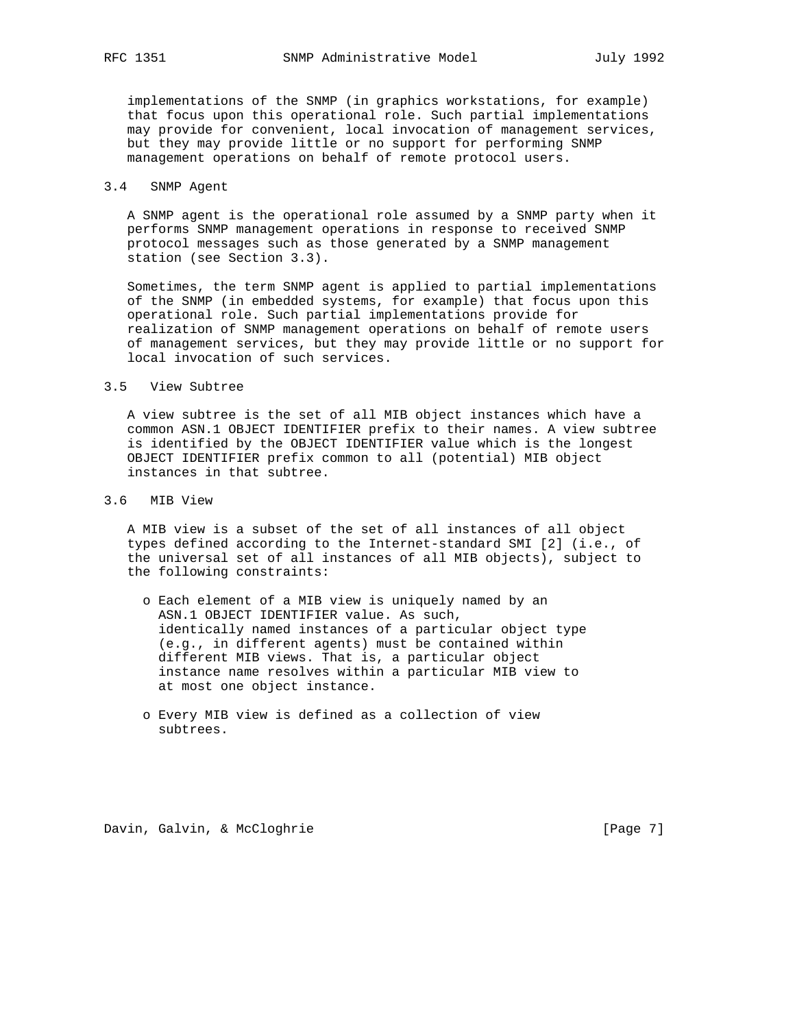implementations of the SNMP (in graphics workstations, for example) that focus upon this operational role. Such partial implementations may provide for convenient, local invocation of management services, but they may provide little or no support for performing SNMP management operations on behalf of remote protocol users.

### 3.4 SNMP Agent

A SNMP agent is the operational role assumed by a SNMP party when it performs SNMP management operations in response to received SNMP protocol messages such as those generated by a SNMP management station (see Section 3.3).

Sometimes, the term SNMP agent is applied to partial implementations of the SNMP (in embedded systems, for example) that focus upon this operational role. Such partial implementations provide for realization of SNMP management operations on behalf of remote users of management services, but they may provide little or no support for local invocation of such services.

### 3.5 View Subtree

A view subtree is the set of all MIB object instances which have a common ASN.1 OBJECT IDENTIFIER prefix to their names. A view subtree is identified by the OBJECT IDENTIFIER value which is the longest OBJECT IDENTIFIER prefix common to all (potential) MIB object instances in that subtree.

### 3.6 MIB View

A MIB view is a subset of the set of all instances of all object types defined according to the Internet-standard SMI [2] (i.e., of the universal set of all instances of all MIB objects), subject to the following constraints:

- Each element of a MIB view is uniquely named by an ASN.1 OBJECT IDENTIFIER value. As such, identically named instances of a particular object type (e.g., in different agents) must be contained within different MIB views. That is, a particular object instance name resolves within a particular MIB view to at most one object instance.

- Every MIB view is defined as a collection of view subtrees.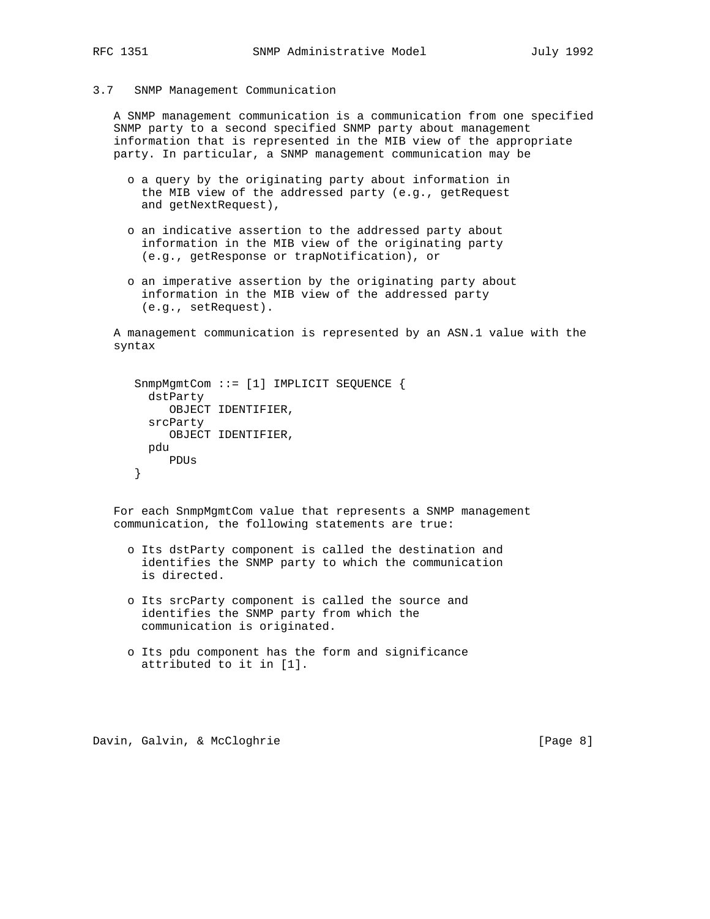### 3.7 SNMP Management Communication

A SNMP management communication is a communication from one specified SNMP party to a second specified SNMP party about management information that is represented in the MIB view of the appropriate party. In particular, a SNMP management communication may be

- a query by the originating party about information in the MIB view of the addressed party (e.g., getRequest and getNextRequest),
- an indicative assertion to the addressed party about information in the MIB view of the originating party (e.g., getResponse or trapNotification), or
- an imperative assertion by the originating party about information in the MIB view of the addressed party (e.g., setRequest).

A management communication is represented by an ASN.1 value with the syntax

```
SnmpMgmtCom ::= [1] IMPLICIT SEQUENCE {
  dstParty
     OBJECT IDENTIFIER,
  srcParty
     OBJECT IDENTIFIER,
  pdu
     PDUs
}
```

For each SnmpMgmtCom value that represents a SNMP management communication, the following statements are true:

- Its dstParty component is called the destination and identifies the SNMP party to which the communication is directed.
- Its srcParty component is called the source and identifies the SNMP party from which the communication is originated.
- Its pdu component has the form and significance attributed to it in [1].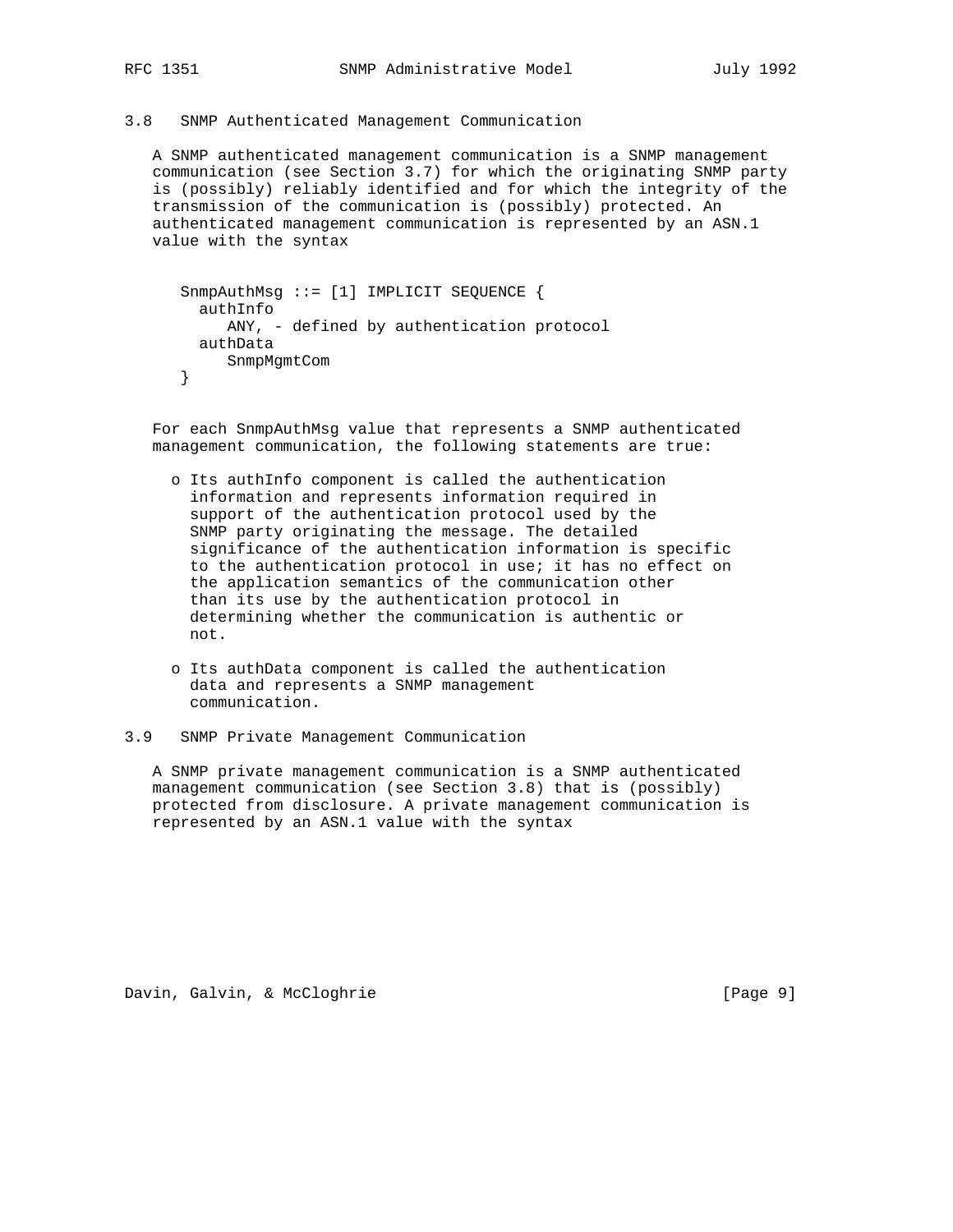### 3.8 SNMP Authenticated Management Communication

A SNMP authenticated management communication is a SNMP management communication (see Section 3.7) for which the originating SNMP party is (possibly) reliably identified and for which the integrity of the transmission of the communication is (possibly) protected. An authenticated management communication is represented by an ASN.1 value with the syntax

```
SnmpAuthMsg ::= [1] IMPLICIT SEQUENCE {
  authInfo
     ANY, - defined by authentication protocol
  authData
     SnmpMgmtCom
}
```

For each SnmpAuthMsg value that represents a SNMP authenticated management communication, the following statements are true:

- Its authInfo component is called the authentication information and represents information required in support of the authentication protocol used by the SNMP party originating the message. The detailed significance of the authentication information is specific to the authentication protocol in use; it has no effect on the application semantics of the communication other than its use by the authentication protocol in determining whether the communication is authentic or not.

- Its authData component is called the authentication data and represents a SNMP management communication.

### 3.9 SNMP Private Management Communication

A SNMP private management communication is a SNMP authenticated management communication (see Section 3.8) that is (possibly) protected from disclosure. A private management communication is represented by an ASN.1 value with the syntax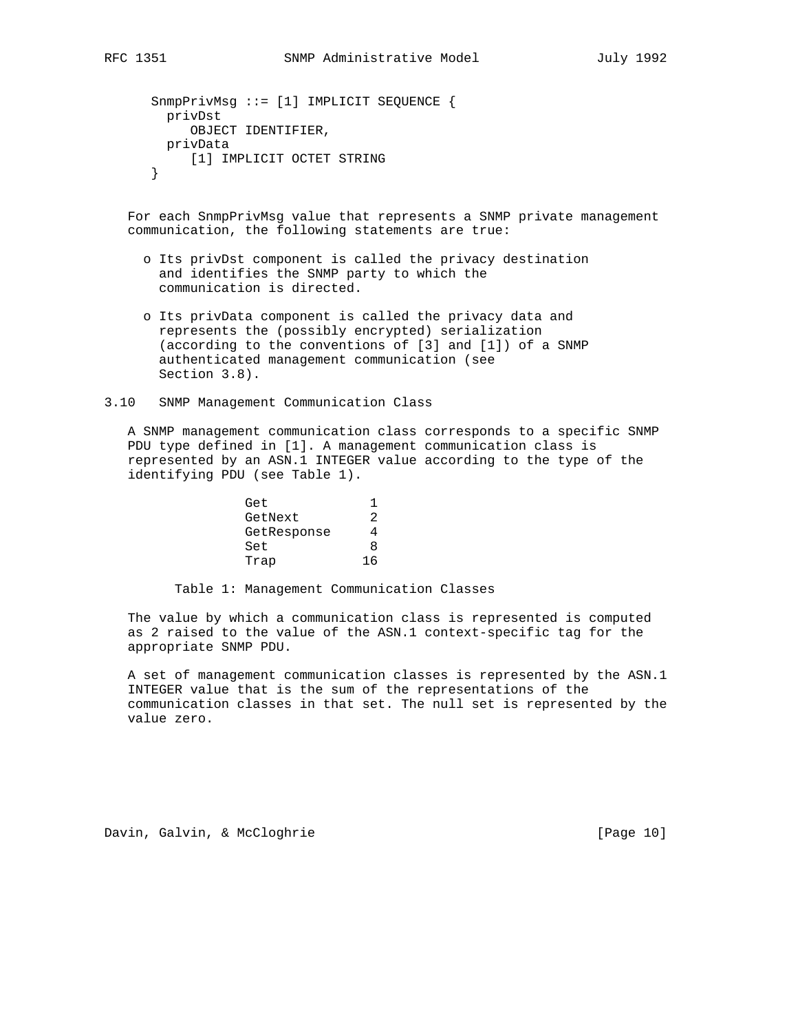```
SnmpPrivMsg ::= [1] IMPLICIT SEQUENCE {
  privDst
     OBJECT IDENTIFIER,
  privData
     [1] IMPLICIT OCTET STRING
}
```

For each SnmpPrivMsg value that represents a SNMP private management communication, the following statements are true:

- Its privDst component is called the privacy destination and identifies the SNMP party to which the communication is directed.
- Its privData component is called the privacy data and represents the (possibly encrypted) serialization (according to the conventions of [3] and [1]) of a SNMP authenticated management communication (see Section 3.8).

### 3.10 SNMP Management Communication Class

A SNMP management communication class corresponds to a specific SNMP PDU type defined in [1]. A management communication class is represented by an ASN.1 INTEGER value according to the type of the identifying PDU (see Table 1).

| Class | Value |
|---|---|
| Get | 1 |
| GetNext | 2 |
| GetResponse | 4 |
| Set | 8 |
| Trap | 16 |

Table 1: Management Communication Classes

The value by which a communication class is represented is computed as 2 raised to the value of the ASN.1 context-specific tag for the appropriate SNMP PDU.

A set of management communication classes is represented by the ASN.1 INTEGER value that is the sum of the representations of the communication classes in that set. The null set is represented by the value zero.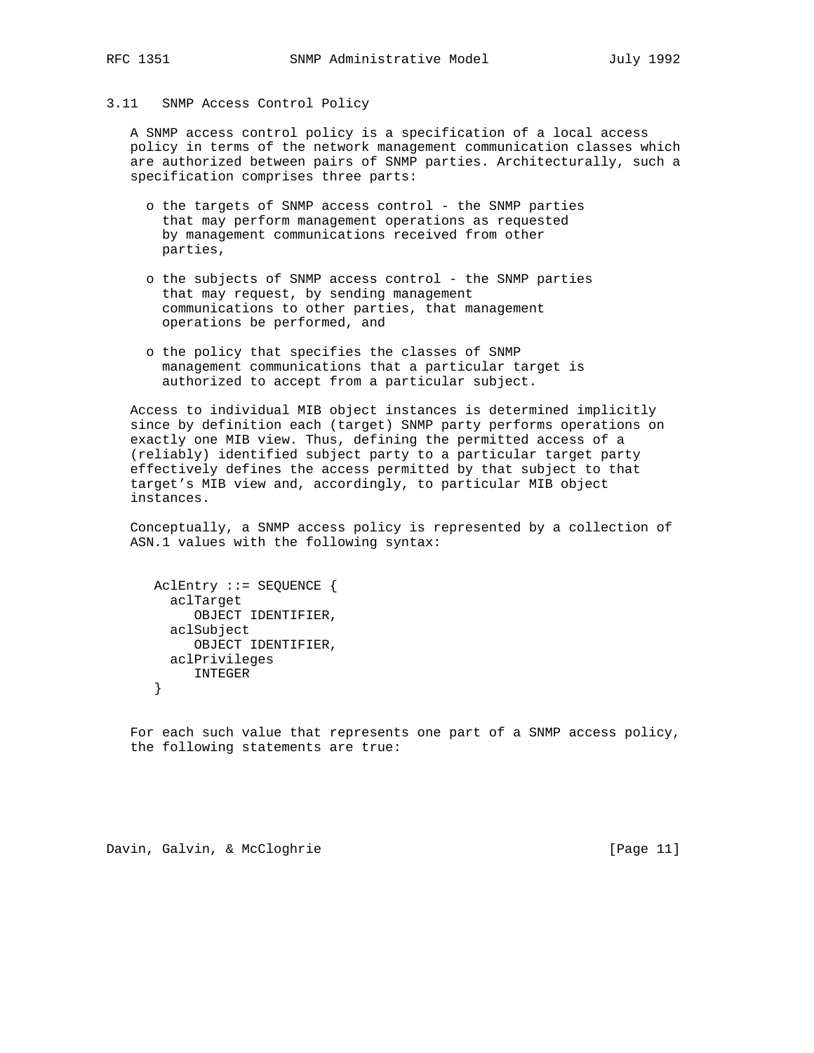### 3.11 SNMP Access Control Policy

A SNMP access control policy is a specification of a local access policy in terms of the network management communication classes which are authorized between pairs of SNMP parties. Architecturally, such a specification comprises three parts:

- the targets of SNMP access control - the SNMP parties that may perform management operations as requested by management communications received from other parties,
- the subjects of SNMP access control - the SNMP parties that may request, by sending management communications to other parties, that management operations be performed, and
- the policy that specifies the classes of SNMP management communications that a particular target is authorized to accept from a particular subject.

Access to individual MIB object instances is determined implicitly since by definition each (target) SNMP party performs operations on exactly one MIB view. Thus, defining the permitted access of a (reliably) identified subject party to a particular target party effectively defines the access permitted by that subject to that target's MIB view and, accordingly, to particular MIB object instances.

Conceptually, a SNMP access policy is represented by a collection of ASN.1 values with the following syntax:

```
AclEntry ::= SEQUENCE {
  aclTarget
     OBJECT IDENTIFIER,
  aclSubject
     OBJECT IDENTIFIER,
  aclPrivileges
     INTEGER
}
```

For each such value that represents one part of a SNMP access policy, the following statements are true: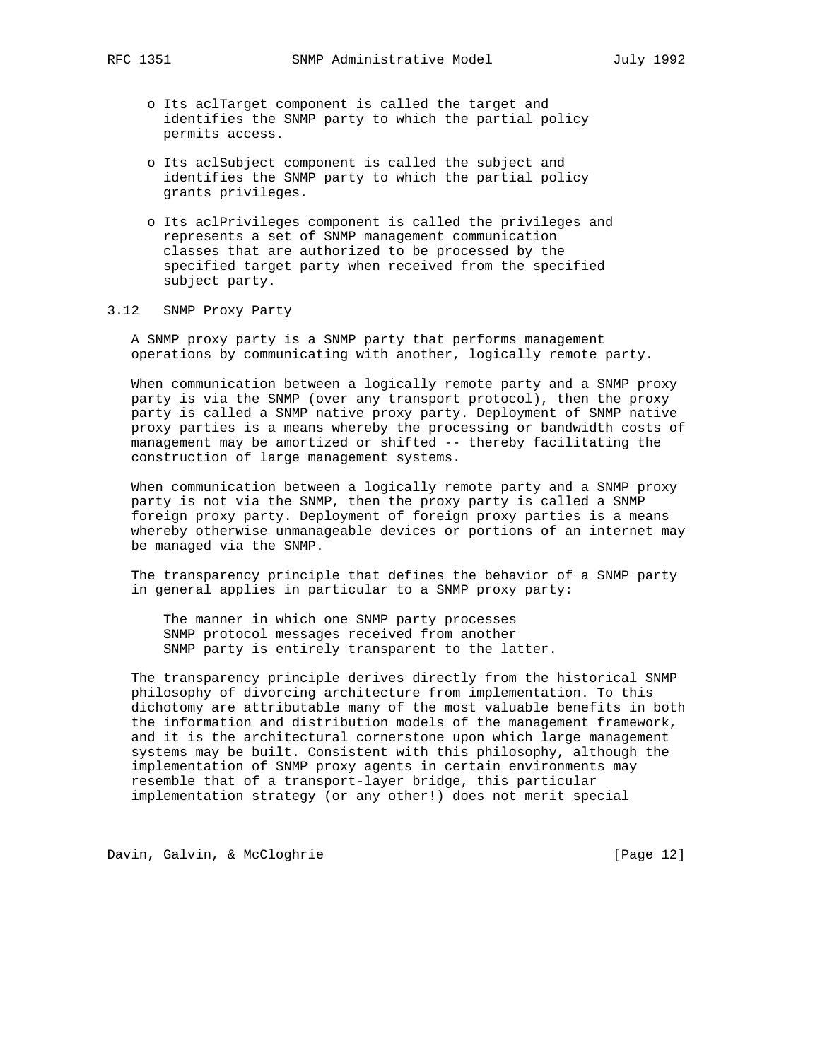- Its aclTarget component is called the target and identifies the SNMP party to which the partial policy permits access.

- Its aclSubject component is called the subject and identifies the SNMP party to which the partial policy grants privileges.

- Its aclPrivileges component is called the privileges and represents a set of SNMP management communication classes that are authorized to be processed by the specified target party when received from the specified subject party.

### 3.12 SNMP Proxy Party

A SNMP proxy party is a SNMP party that performs management operations by communicating with another, logically remote party.

When communication between a logically remote party and a SNMP proxy party is via the SNMP (over any transport protocol), then the proxy party is called a SNMP native proxy party. Deployment of SNMP native proxy parties is a means whereby the processing or bandwidth costs of management may be amortized or shifted -- thereby facilitating the construction of large management systems.

When communication between a logically remote party and a SNMP proxy party is not via the SNMP, then the proxy party is called a SNMP foreign proxy party. Deployment of foreign proxy parties is a means whereby otherwise unmanageable devices or portions of an internet may be managed via the SNMP.

The transparency principle that defines the behavior of a SNMP party in general applies in particular to a SNMP proxy party:

> The manner in which one SNMP party processes SNMP protocol messages received from another SNMP party is entirely transparent to the latter.

The transparency principle derives directly from the historical SNMP philosophy of divorcing architecture from implementation. To this dichotomy are attributable many of the most valuable benefits in both the information and distribution models of the management framework, and it is the architectural cornerstone upon which large management systems may be built. Consistent with this philosophy, although the implementation of SNMP proxy agents in certain environments may resemble that of a transport-layer bridge, this particular implementation strategy (or any other!) does not merit special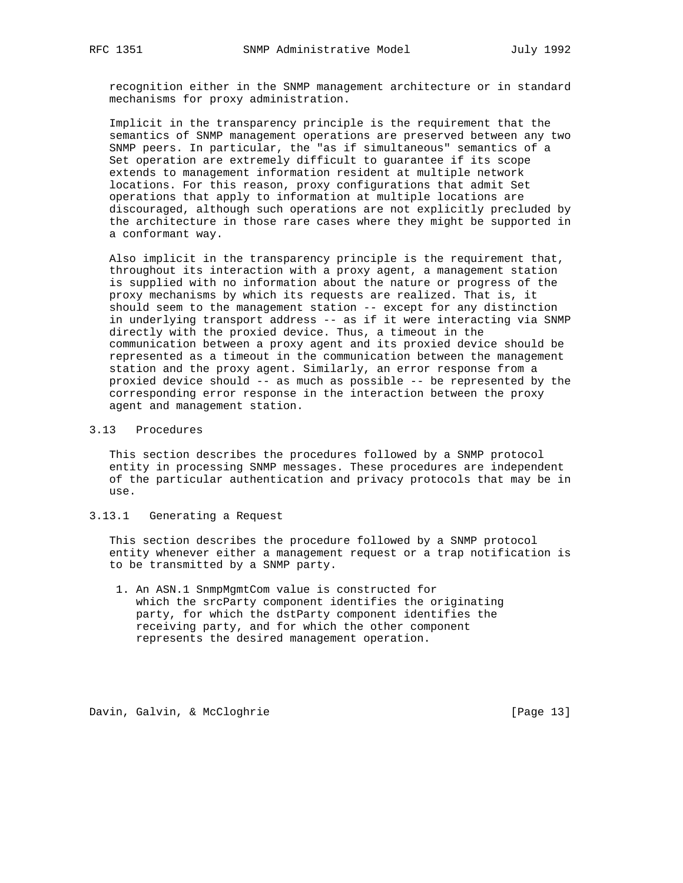recognition either in the SNMP management architecture or in standard mechanisms for proxy administration.

Implicit in the transparency principle is the requirement that the semantics of SNMP management operations are preserved between any two SNMP peers. In particular, the "as if simultaneous" semantics of a Set operation are extremely difficult to guarantee if its scope extends to management information resident at multiple network locations. For this reason, proxy configurations that admit Set operations that apply to information at multiple locations are discouraged, although such operations are not explicitly precluded by the architecture in those rare cases where they might be supported in a conformant way.

Also implicit in the transparency principle is the requirement that, throughout its interaction with a proxy agent, a management station is supplied with no information about the nature or progress of the proxy mechanisms by which its requests are realized. That is, it should seem to the management station -- except for any distinction in underlying transport address -- as if it were interacting via SNMP directly with the proxied device. Thus, a timeout in the communication between a proxy agent and its proxied device should be represented as a timeout in the communication between the management station and the proxy agent. Similarly, an error response from a proxied device should -- as much as possible -- be represented by the corresponding error response in the interaction between the proxy agent and management station.

### 3.13 Procedures

This section describes the procedures followed by a SNMP protocol entity in processing SNMP messages. These procedures are independent of the particular authentication and privacy protocols that may be in use.

#### 3.13.1 Generating a Request

This section describes the procedure followed by a SNMP protocol entity whenever either a management request or a trap notification is to be transmitted by a SNMP party.

1. An ASN.1 SnmpMgmtCom value is constructed for which the srcParty component identifies the originating party, for which the dstParty component identifies the receiving party, and for which the other component represents the desired management operation.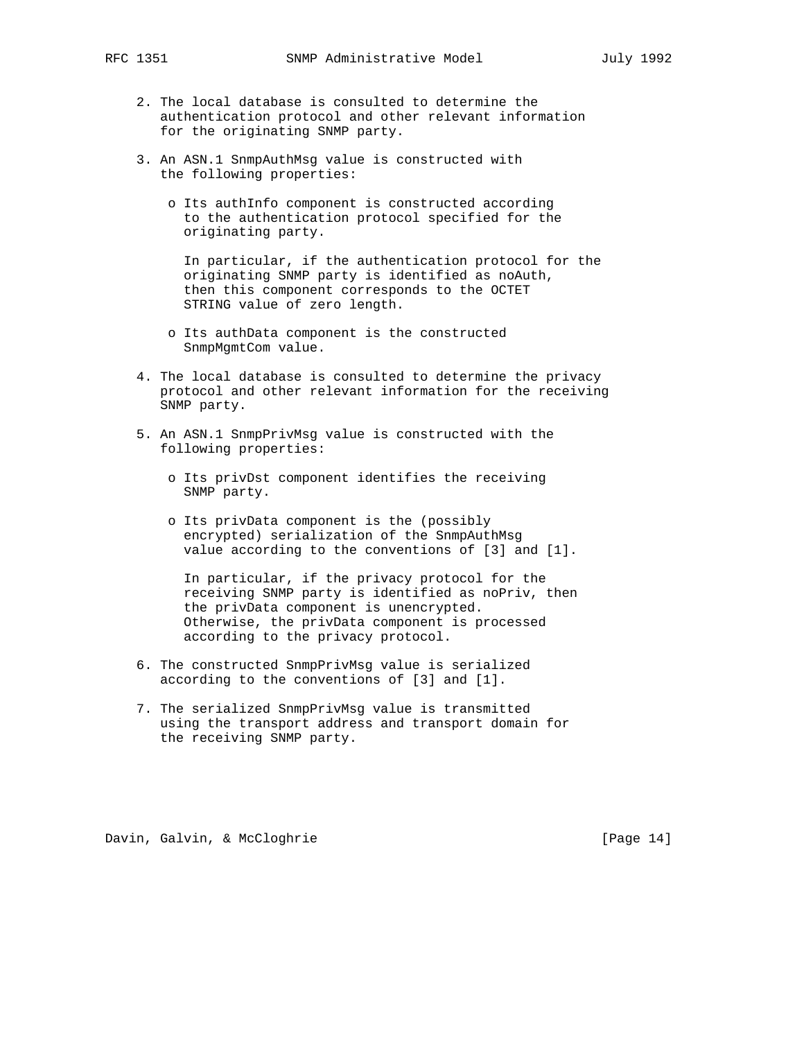2. The local database is consulted to determine the authentication protocol and other relevant information for the originating SNMP party.

3. An ASN.1 SnmpAuthMsg value is constructed with the following properties:

   - Its authInfo component is constructed according to the authentication protocol specified for the originating party.

     In particular, if the authentication protocol for the originating SNMP party is identified as noAuth, then this component corresponds to the OCTET STRING value of zero length.

   - Its authData component is the constructed SnmpMgmtCom value.

4. The local database is consulted to determine the privacy protocol and other relevant information for the receiving SNMP party.

5. An ASN.1 SnmpPrivMsg value is constructed with the following properties:

   - Its privDst component identifies the receiving SNMP party.

   - Its privData component is the (possibly encrypted) serialization of the SnmpAuthMsg value according to the conventions of [3] and [1].

     In particular, if the privacy protocol for the receiving SNMP party is identified as noPriv, then the privData component is unencrypted. Otherwise, the privData component is processed according to the privacy protocol.

6. The constructed SnmpPrivMsg value is serialized according to the conventions of [3] and [1].

7. The serialized SnmpPrivMsg value is transmitted using the transport address and transport domain for the receiving SNMP party.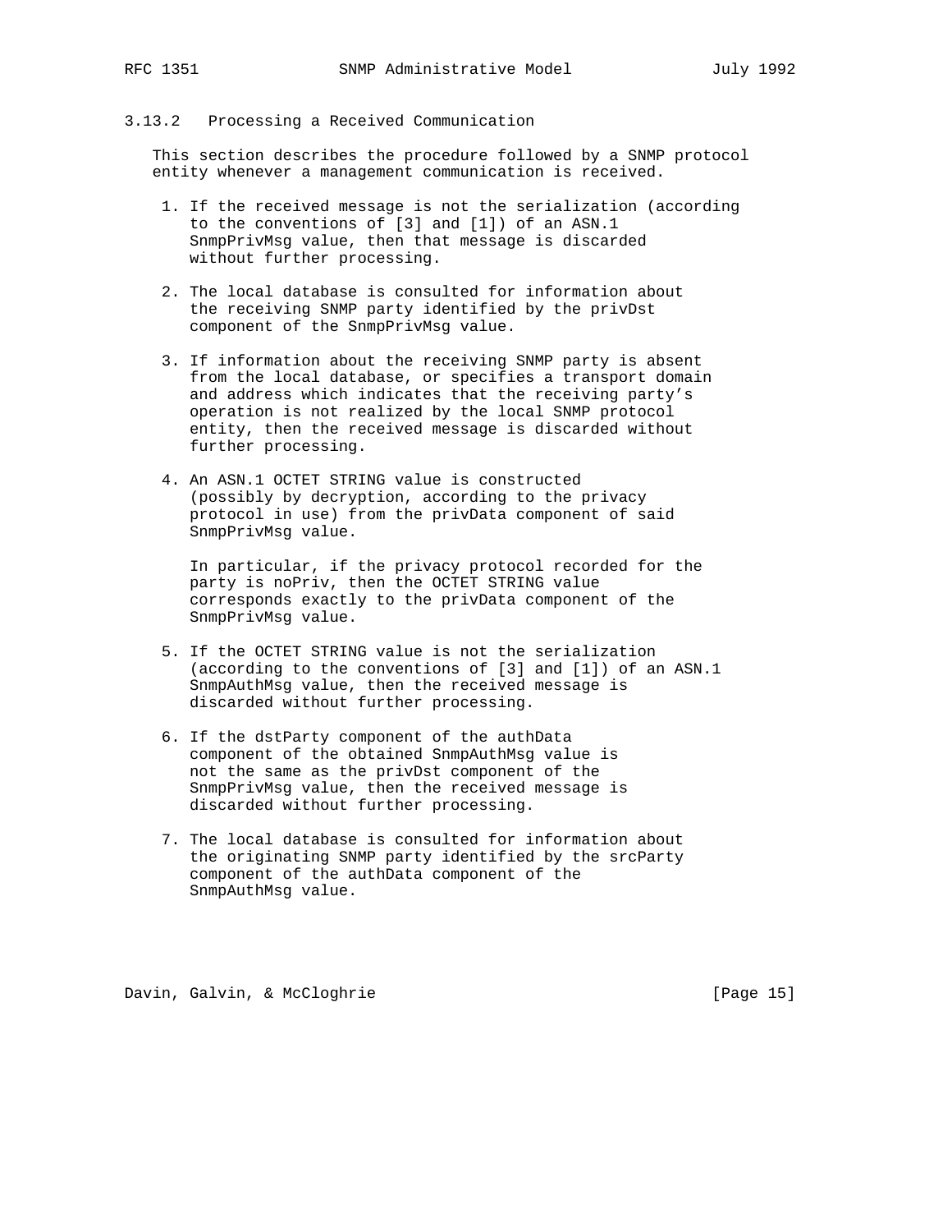### 3.13.2 Processing a Received Communication

This section describes the procedure followed by a SNMP protocol entity whenever a management communication is received.

1. If the received message is not the serialization (according to the conventions of [3] and [1]) of an ASN.1 SnmpPrivMsg value, then that message is discarded without further processing.

2. The local database is consulted for information about the receiving SNMP party identified by the privDst component of the SnmpPrivMsg value.

3. If information about the receiving SNMP party is absent from the local database, or specifies a transport domain and address which indicates that the receiving party's operation is not realized by the local SNMP protocol entity, then the received message is discarded without further processing.

4. An ASN.1 OCTET STRING value is constructed (possibly by decryption, according to the privacy protocol in use) from the privData component of said SnmpPrivMsg value.

   In particular, if the privacy protocol recorded for the party is noPriv, then the OCTET STRING value corresponds exactly to the privData component of the SnmpPrivMsg value.

5. If the OCTET STRING value is not the serialization (according to the conventions of [3] and [1]) of an ASN.1 SnmpAuthMsg value, then the received message is discarded without further processing.

6. If the dstParty component of the authData component of the obtained SnmpAuthMsg value is not the same as the privDst component of the SnmpPrivMsg value, then the received message is discarded without further processing.

7. The local database is consulted for information about the originating SNMP party identified by the srcParty component of the authData component of the SnmpAuthMsg value.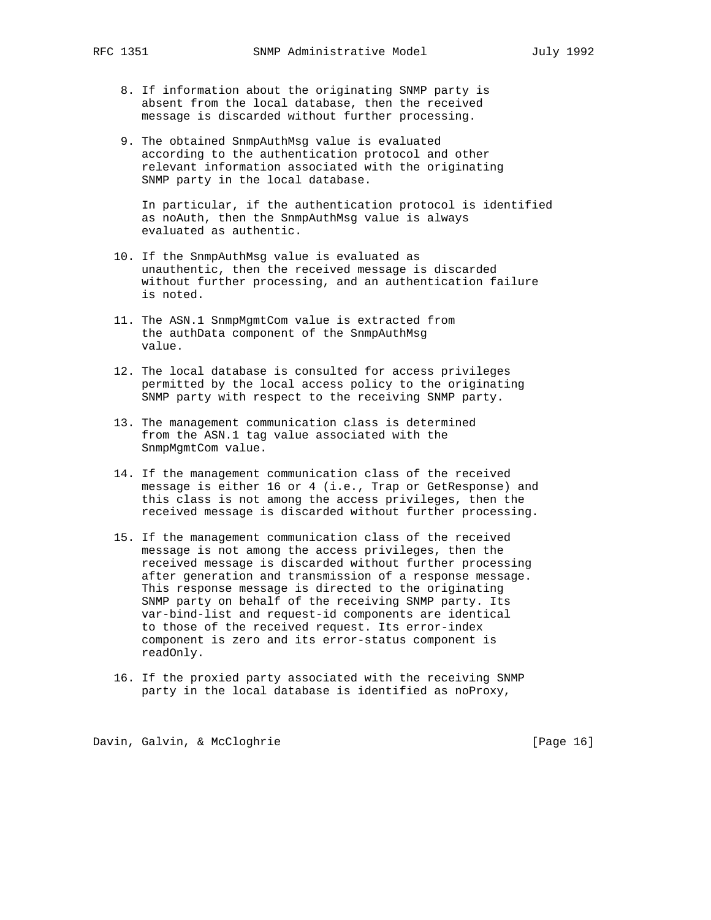8. If information about the originating SNMP party is absent from the local database, then the received message is discarded without further processing.

9. The obtained SnmpAuthMsg value is evaluated according to the authentication protocol and other relevant information associated with the originating SNMP party in the local database.

   In particular, if the authentication protocol is identified as noAuth, then the SnmpAuthMsg value is always evaluated as authentic.

10. If the SnmpAuthMsg value is evaluated as unauthentic, then the received message is discarded without further processing, and an authentication failure is noted.

11. The ASN.1 SnmpMgmtCom value is extracted from the authData component of the SnmpAuthMsg value.

12. The local database is consulted for access privileges permitted by the local access policy to the originating SNMP party with respect to the receiving SNMP party.

13. The management communication class is determined from the ASN.1 tag value associated with the SnmpMgmtCom value.

14. If the management communication class of the received message is either 16 or 4 (i.e., Trap or GetResponse) and this class is not among the access privileges, then the received message is discarded without further processing.

15. If the management communication class of the received message is not among the access privileges, then the received message is discarded without further processing after generation and transmission of a response message. This response message is directed to the originating SNMP party on behalf of the receiving SNMP party. Its var-bind-list and request-id components are identical to those of the received request. Its error-index component is zero and its error-status component is readOnly.

16. If the proxied party associated with the receiving SNMP party in the local database is identified as noProxy,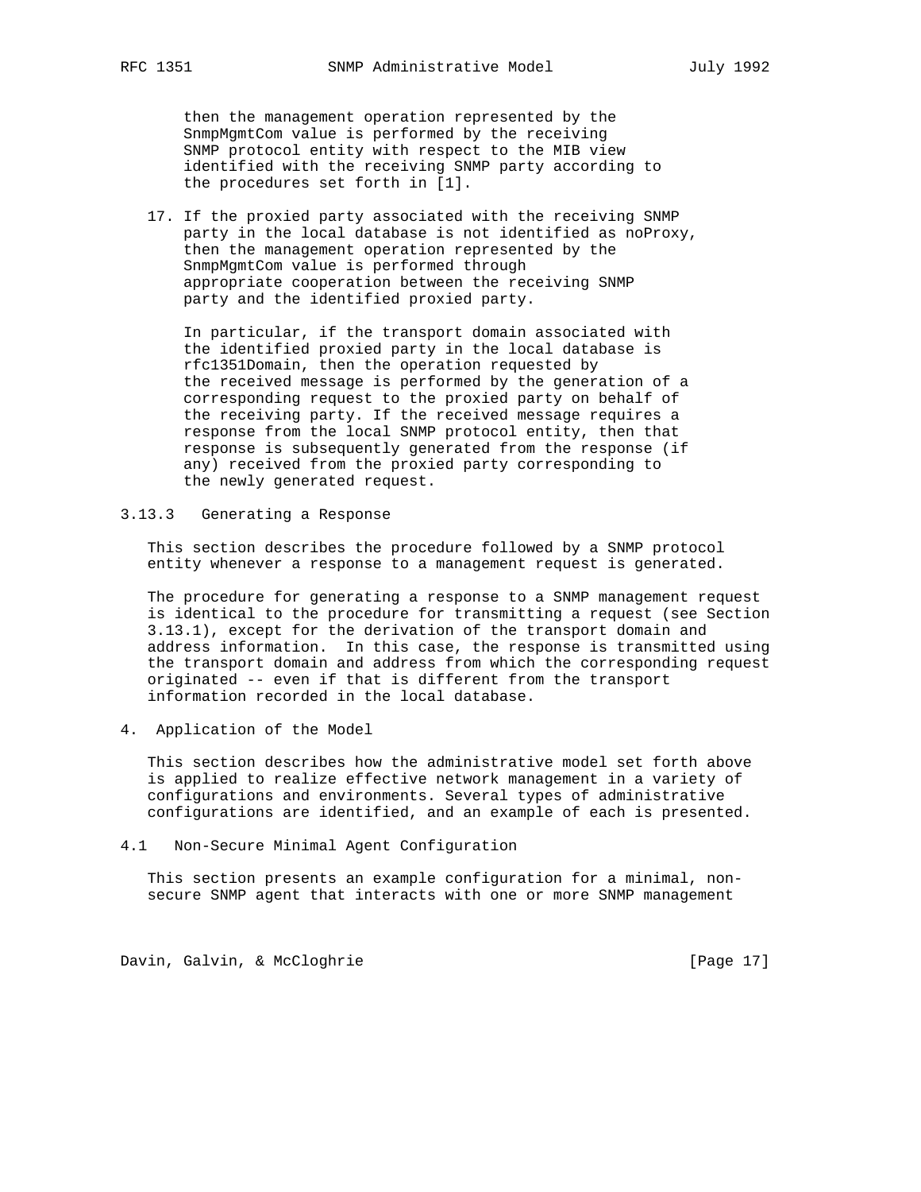then the management operation represented by the SnmpMgmtCom value is performed by the receiving SNMP protocol entity with respect to the MIB view identified with the receiving SNMP party according to the procedures set forth in [1].

17. If the proxied party associated with the receiving SNMP party in the local database is not identified as noProxy, then the management operation represented by the SnmpMgmtCom value is performed through appropriate cooperation between the receiving SNMP party and the identified proxied party.

    In particular, if the transport domain associated with the identified proxied party in the local database is rfc1351Domain, then the operation requested by the received message is performed by the generation of a corresponding request to the proxied party on behalf of the receiving party. If the received message requires a response from the local SNMP protocol entity, then that response is subsequently generated from the response (if any) received from the proxied party corresponding to the newly generated request.

### 3.13.3 Generating a Response

This section describes the procedure followed by a SNMP protocol entity whenever a response to a management request is generated.

The procedure for generating a response to a SNMP management request is identical to the procedure for transmitting a request (see Section 3.13.1), except for the derivation of the transport domain and address information. In this case, the response is transmitted using the transport domain and address from which the corresponding request originated -- even if that is different from the transport information recorded in the local database.

## 4. Application of the Model

This section describes how the administrative model set forth above is applied to realize effective network management in a variety of configurations and environments. Several types of administrative configurations are identified, and an example of each is presented.

### 4.1 Non-Secure Minimal Agent Configuration

This section presents an example configuration for a minimal, non-secure SNMP agent that interacts with one or more SNMP management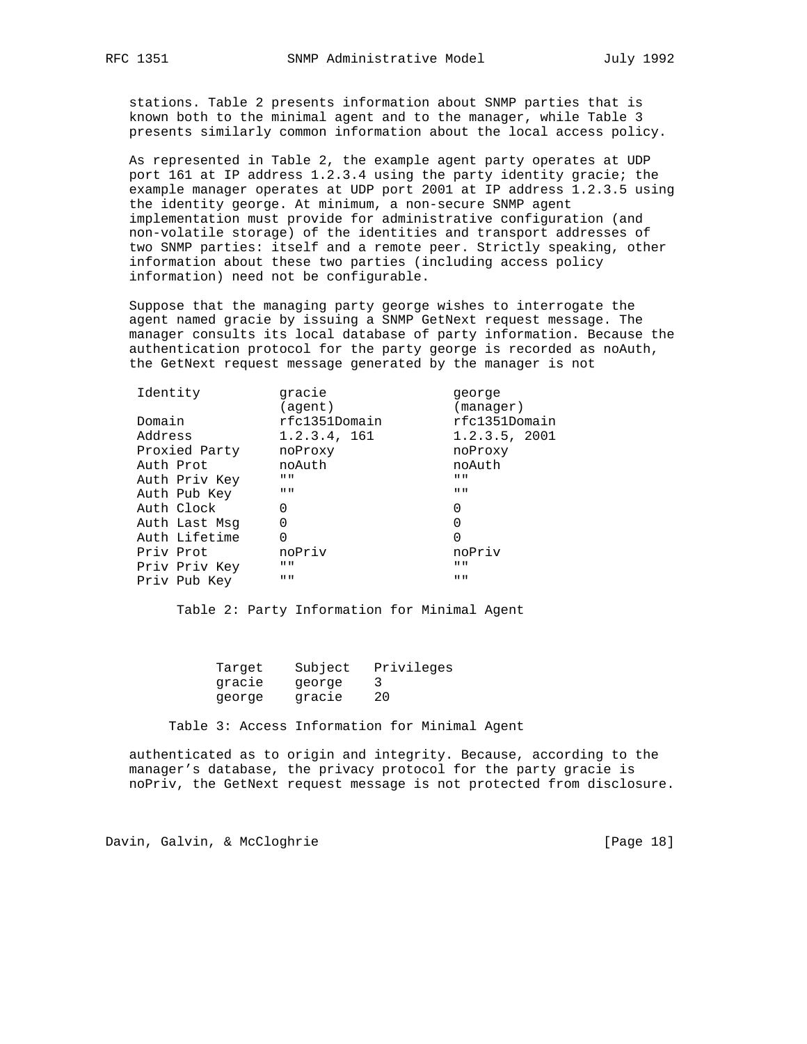stations. Table 2 presents information about SNMP parties that is known both to the minimal agent and to the manager, while Table 3 presents similarly common information about the local access policy.

As represented in Table 2, the example agent party operates at UDP port 161 at IP address 1.2.3.4 using the party identity gracie; the example manager operates at UDP port 2001 at IP address 1.2.3.5 using the identity george. At minimum, a non-secure SNMP agent implementation must provide for administrative configuration (and non-volatile storage) of the identities and transport addresses of two SNMP parties: itself and a remote peer. Strictly speaking, other information about these two parties (including access policy information) need not be configurable.

Suppose that the managing party george wishes to interrogate the agent named gracie by issuing a SNMP GetNext request message. The manager consults its local database of party information. Because the authentication protocol for the party george is recorded as noAuth, the GetNext request message generated by the manager is not

| Identity | gracie (agent) | george (manager) |
|---|---|---|
| Domain | rfc1351Domain | rfc1351Domain |
| Address | 1.2.3.4, 161 | 1.2.3.5, 2001 |
| Proxied Party | noProxy | noProxy |
| Auth Prot | noAuth | noAuth |
| Auth Priv Key | "" | "" |
| Auth Pub Key | "" | "" |
| Auth Clock | 0 | 0 |
| Auth Last Msg | 0 | 0 |
| Auth Lifetime | 0 | 0 |
| Priv Prot | noPriv | noPriv |
| Priv Priv Key | "" | "" |
| Priv Pub Key | "" | "" |

Table 2: Party Information for Minimal Agent

| Target | Subject | Privileges |
|---|---|---|
| gracie | george | 3 |
| george | gracie | 20 |

Table 3: Access Information for Minimal Agent

authenticated as to origin and integrity. Because, according to the manager's database, the privacy protocol for the party gracie is noPriv, the GetNext request message is not protected from disclosure.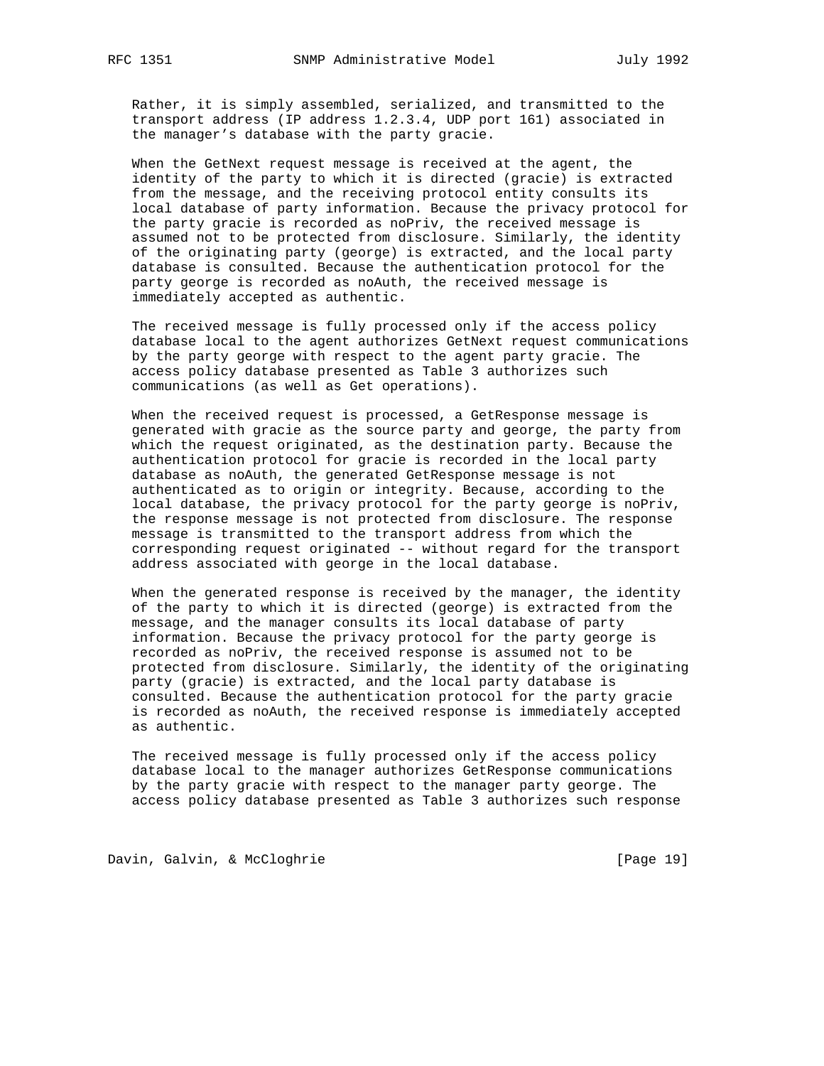Rather, it is simply assembled, serialized, and transmitted to the transport address (IP address 1.2.3.4, UDP port 161) associated in the manager's database with the party gracie.

When the GetNext request message is received at the agent, the identity of the party to which it is directed (gracie) is extracted from the message, and the receiving protocol entity consults its local database of party information. Because the privacy protocol for the party gracie is recorded as noPriv, the received message is assumed not to be protected from disclosure. Similarly, the identity of the originating party (george) is extracted, and the local party database is consulted. Because the authentication protocol for the party george is recorded as noAuth, the received message is immediately accepted as authentic.

The received message is fully processed only if the access policy database local to the agent authorizes GetNext request communications by the party george with respect to the agent party gracie. The access policy database presented as Table 3 authorizes such communications (as well as Get operations).

When the received request is processed, a GetResponse message is generated with gracie as the source party and george, the party from which the request originated, as the destination party. Because the authentication protocol for gracie is recorded in the local party database as noAuth, the generated GetResponse message is not authenticated as to origin or integrity. Because, according to the local database, the privacy protocol for the party george is noPriv, the response message is not protected from disclosure. The response message is transmitted to the transport address from which the corresponding request originated -- without regard for the transport address associated with george in the local database.

When the generated response is received by the manager, the identity of the party to which it is directed (george) is extracted from the message, and the manager consults its local database of party information. Because the privacy protocol for the party george is recorded as noPriv, the received response is assumed not to be protected from disclosure. Similarly, the identity of the originating party (gracie) is extracted, and the local party database is consulted. Because the authentication protocol for the party gracie is recorded as noAuth, the received response is immediately accepted as authentic.

The received message is fully processed only if the access policy database local to the manager authorizes GetResponse communications by the party gracie with respect to the manager party george. The access policy database presented as Table 3 authorizes such response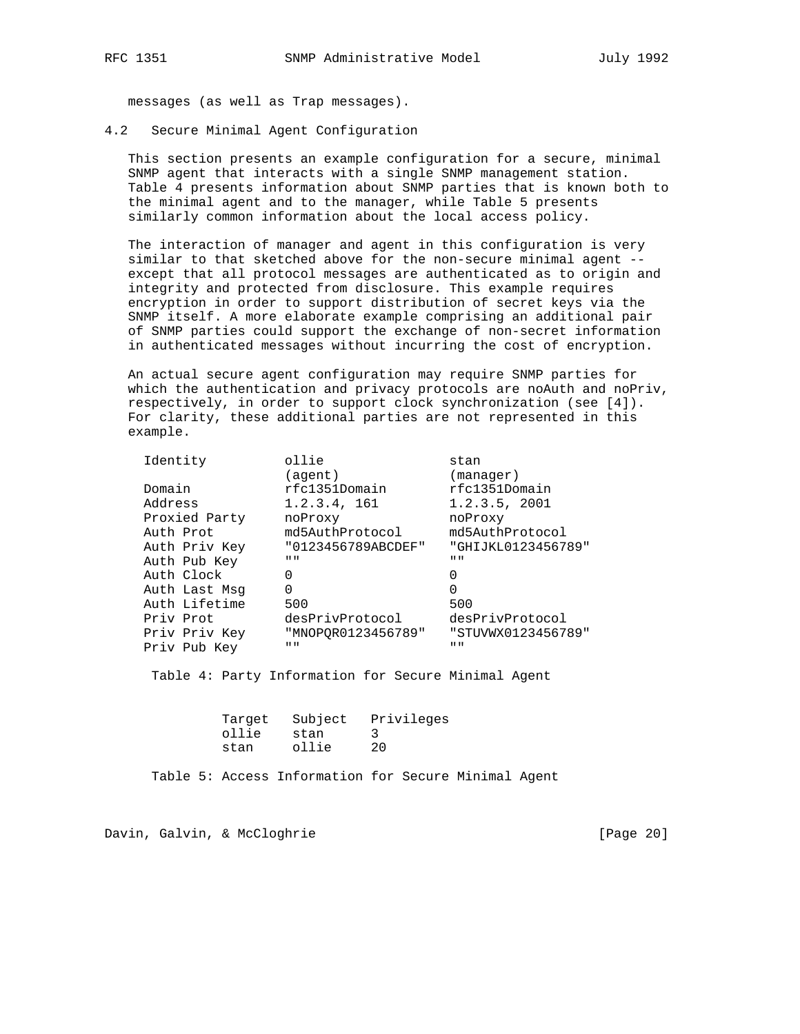messages (as well as Trap messages).

### 4.2 Secure Minimal Agent Configuration

This section presents an example configuration for a secure, minimal SNMP agent that interacts with a single SNMP management station. Table 4 presents information about SNMP parties that is known both to the minimal agent and to the manager, while Table 5 presents similarly common information about the local access policy.

The interaction of manager and agent in this configuration is very similar to that sketched above for the non-secure minimal agent -- except that all protocol messages are authenticated as to origin and integrity and protected from disclosure. This example requires encryption in order to support distribution of secret keys via the SNMP itself. A more elaborate example comprising an additional pair of SNMP parties could support the exchange of non-secret information in authenticated messages without incurring the cost of encryption.

An actual secure agent configuration may require SNMP parties for which the authentication and privacy protocols are noAuth and noPriv, respectively, in order to support clock synchronization (see [4]). For clarity, these additional parties are not represented in this example.

| Identity | ollie (agent) | stan (manager) |
|---|---|---|
| Domain | rfc1351Domain | rfc1351Domain |
| Address | 1.2.3.4, 161 | 1.2.3.5, 2001 |
| Proxied Party | noProxy | noProxy |
| Auth Prot | md5AuthProtocol | md5AuthProtocol |
| Auth Priv Key | "0123456789ABCDEF" | "GHIJKL0123456789" |
| Auth Pub Key | "" | "" |
| Auth Clock | 0 | 0 |
| Auth Last Msg | 0 | 0 |
| Auth Lifetime | 500 | 500 |
| Priv Prot | desPrivProtocol | desPrivProtocol |
| Priv Priv Key | "MNOPQR0123456789" | "STUVWX0123456789" |
| Priv Pub Key | "" | "" |

Table 4: Party Information for Secure Minimal Agent

| Target | Subject | Privileges |
|---|---|---|
| ollie | stan | 3 |
| stan | ollie | 20 |

Table 5: Access Information for Secure Minimal Agent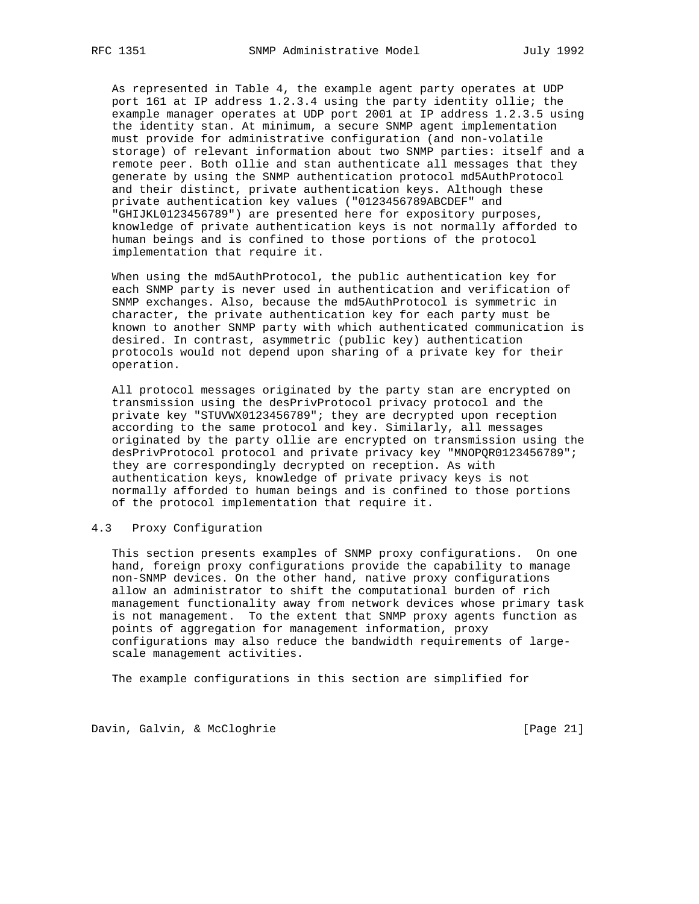As represented in Table 4, the example agent party operates at UDP port 161 at IP address 1.2.3.4 using the party identity ollie; the example manager operates at UDP port 2001 at IP address 1.2.3.5 using the identity stan. At minimum, a secure SNMP agent implementation must provide for administrative configuration (and non-volatile storage) of relevant information about two SNMP parties: itself and a remote peer. Both ollie and stan authenticate all messages that they generate by using the SNMP authentication protocol md5AuthProtocol and their distinct, private authentication keys. Although these private authentication key values ("0123456789ABCDEF" and "GHIJKL0123456789") are presented here for expository purposes, knowledge of private authentication keys is not normally afforded to human beings and is confined to those portions of the protocol implementation that require it.

When using the md5AuthProtocol, the public authentication key for each SNMP party is never used in authentication and verification of SNMP exchanges. Also, because the md5AuthProtocol is symmetric in character, the private authentication key for each party must be known to another SNMP party with which authenticated communication is desired. In contrast, asymmetric (public key) authentication protocols would not depend upon sharing of a private key for their operation.

All protocol messages originated by the party stan are encrypted on transmission using the desPrivProtocol privacy protocol and the private key "STUVWX0123456789"; they are decrypted upon reception according to the same protocol and key. Similarly, all messages originated by the party ollie are encrypted on transmission using the desPrivProtocol protocol and private privacy key "MNOPQR0123456789"; they are correspondingly decrypted on reception. As with authentication keys, knowledge of private privacy keys is not normally afforded to human beings and is confined to those portions of the protocol implementation that require it.

## 4.3 Proxy Configuration

This section presents examples of SNMP proxy configurations. On one hand, foreign proxy configurations provide the capability to manage non-SNMP devices. On the other hand, native proxy configurations allow an administrator to shift the computational burden of rich management functionality away from network devices whose primary task is not management. To the extent that SNMP proxy agents function as points of aggregation for management information, proxy configurations may also reduce the bandwidth requirements of large-scale management activities.

The example configurations in this section are simplified for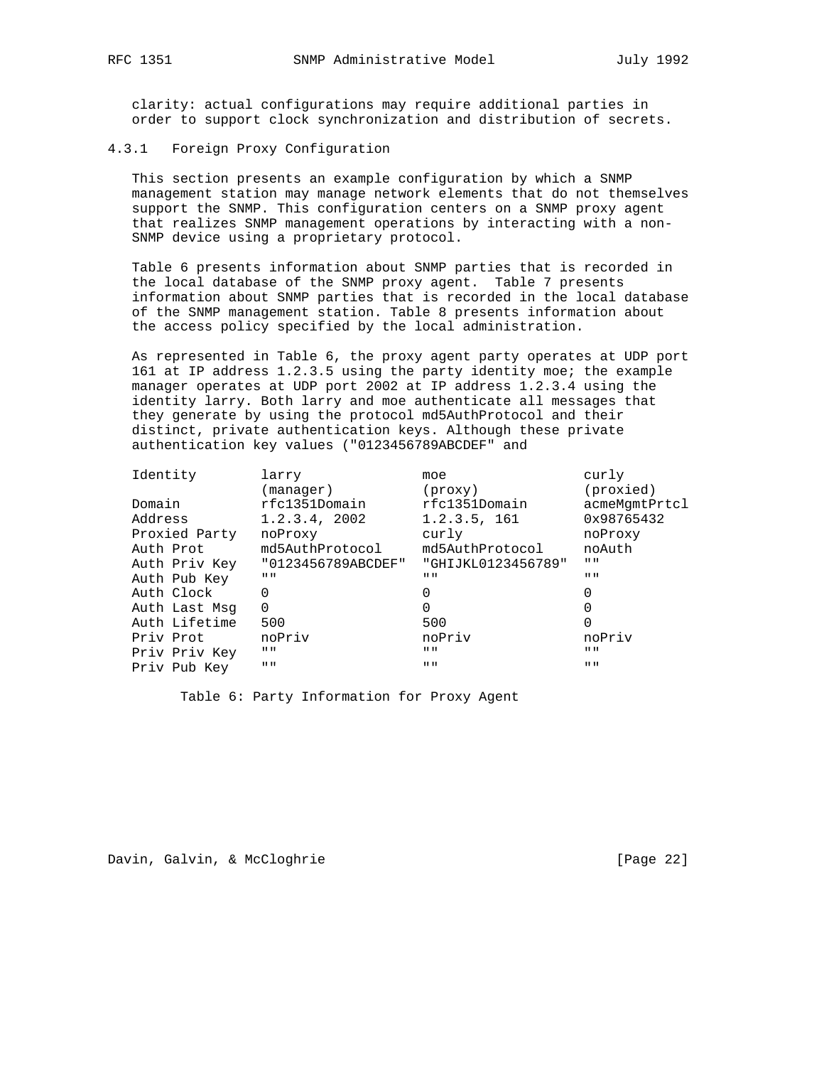clarity: actual configurations may require additional parties in order to support clock synchronization and distribution of secrets.

### 4.3.1 Foreign Proxy Configuration

This section presents an example configuration by which a SNMP management station may manage network elements that do not themselves support the SNMP. This configuration centers on a SNMP proxy agent that realizes SNMP management operations by interacting with a non-SNMP device using a proprietary protocol.

Table 6 presents information about SNMP parties that is recorded in the local database of the SNMP proxy agent. Table 7 presents information about SNMP parties that is recorded in the local database of the SNMP management station. Table 8 presents information about the access policy specified by the local administration.

As represented in Table 6, the proxy agent party operates at UDP port 161 at IP address 1.2.3.5 using the party identity moe; the example manager operates at UDP port 2002 at IP address 1.2.3.4 using the identity larry. Both larry and moe authenticate all messages that they generate by using the protocol md5AuthProtocol and their distinct, private authentication keys. Although these private authentication key values ("0123456789ABCDEF" and

| Identity | larry (manager) | moe (proxy) | curly (proxied) |
|---|---|---|---|
| Domain | rfc1351Domain | rfc1351Domain | acmeMgmtPrtcl |
| Address | 1.2.3.4, 2002 | 1.2.3.5, 161 | 0x98765432 |
| Proxied Party | noProxy | curly | noProxy |
| Auth Prot | md5AuthProtocol | md5AuthProtocol | noAuth |
| Auth Priv Key | "0123456789ABCDEF" | "GHIJKL0123456789" | "" |
| Auth Pub Key | "" | "" | "" |
| Auth Clock | 0 | 0 | 0 |
| Auth Last Msg | 0 | 0 | 0 |
| Auth Lifetime | 500 | 500 | 0 |
| Priv Prot | noPriv | noPriv | noPriv |
| Priv Priv Key | "" | "" | "" |
| Priv Pub Key | "" | "" | "" |

Table 6: Party Information for Proxy Agent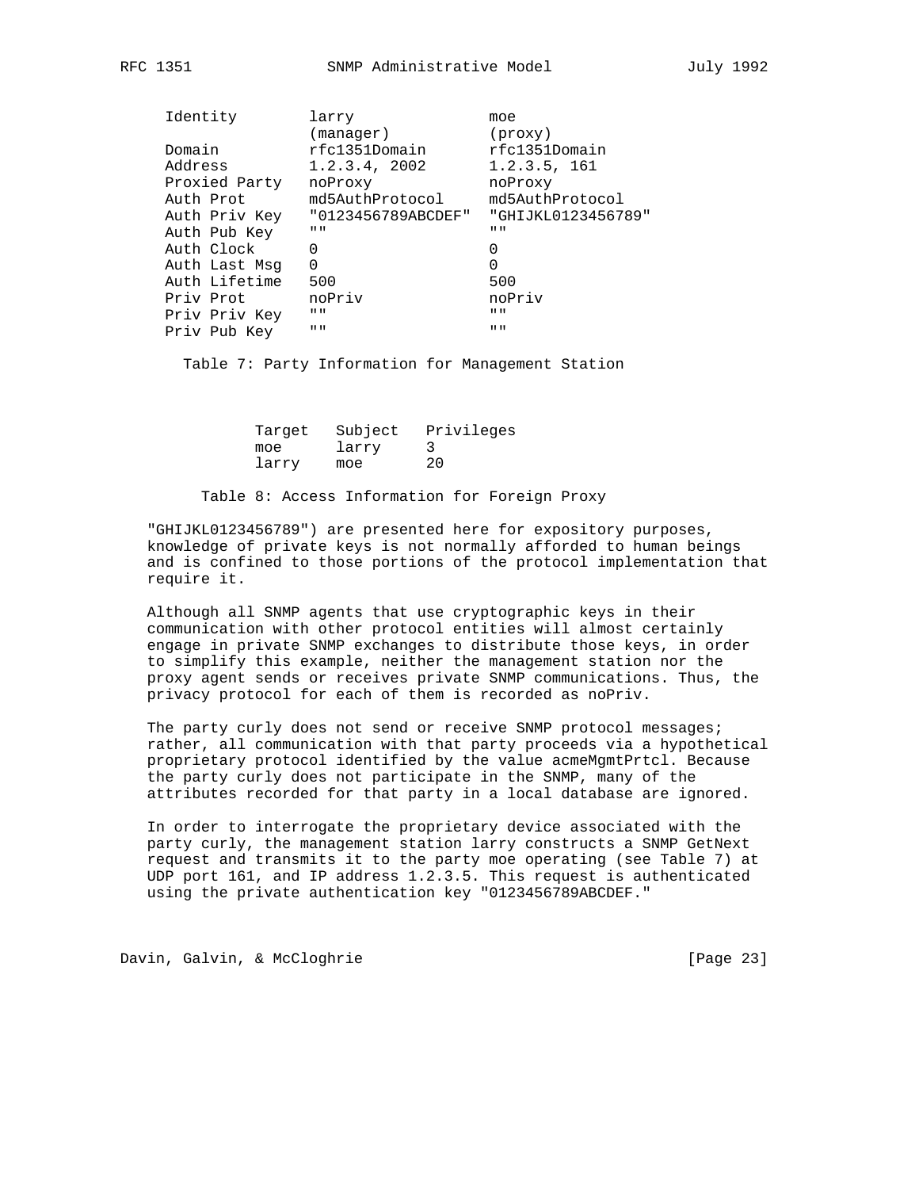| Identity | larry (manager) | moe (proxy) |
|---|---|---|
| Domain | rfc1351Domain | rfc1351Domain |
| Address | 1.2.3.4, 2002 | 1.2.3.5, 161 |
| Proxied Party | noProxy | noProxy |
| Auth Prot | md5AuthProtocol | md5AuthProtocol |
| Auth Priv Key | "0123456789ABCDEF" | "GHIJKL0123456789" |
| Auth Pub Key | "" | "" |
| Auth Clock | 0 | 0 |
| Auth Last Msg | 0 | 0 |
| Auth Lifetime | 500 | 500 |
| Priv Prot | noPriv | noPriv |
| Priv Priv Key | "" | "" |
| Priv Pub Key | "" | "" |

Table 7: Party Information for Management Station

| Target | Subject | Privileges |
|---|---|---|
| moe | larry | 3 |
| larry | moe | 20 |

Table 8: Access Information for Foreign Proxy

"GHIJKL0123456789") are presented here for expository purposes, knowledge of private keys is not normally afforded to human beings and is confined to those portions of the protocol implementation that require it.

Although all SNMP agents that use cryptographic keys in their communication with other protocol entities will almost certainly engage in private SNMP exchanges to distribute those keys, in order to simplify this example, neither the management station nor the proxy agent sends or receives private SNMP communications. Thus, the privacy protocol for each of them is recorded as noPriv.

The party curly does not send or receive SNMP protocol messages; rather, all communication with that party proceeds via a hypothetical proprietary protocol identified by the value acmeMgmtPrtcl. Because the party curly does not participate in the SNMP, many of the attributes recorded for that party in a local database are ignored.

In order to interrogate the proprietary device associated with the party curly, the management station larry constructs a SNMP GetNext request and transmits it to the party moe operating (see Table 7) at UDP port 161, and IP address 1.2.3.5. This request is authenticated using the private authentication key "0123456789ABCDEF."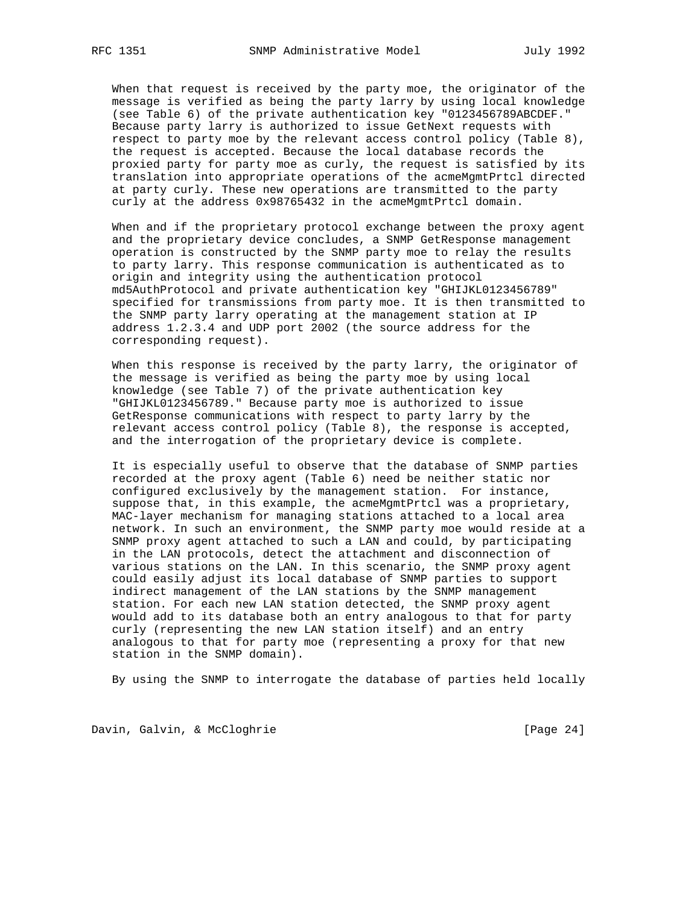When that request is received by the party moe, the originator of the message is verified as being the party larry by using local knowledge (see Table 6) of the private authentication key "0123456789ABCDEF." Because party larry is authorized to issue GetNext requests with respect to party moe by the relevant access control policy (Table 8), the request is accepted. Because the local database records the proxied party for party moe as curly, the request is satisfied by its translation into appropriate operations of the acmeMgmtPrtcl directed at party curly. These new operations are transmitted to the party curly at the address 0x98765432 in the acmeMgmtPrtcl domain.

When and if the proprietary protocol exchange between the proxy agent and the proprietary device concludes, a SNMP GetResponse management operation is constructed by the SNMP party moe to relay the results to party larry. This response communication is authenticated as to origin and integrity using the authentication protocol md5AuthProtocol and private authentication key "GHIJKL0123456789" specified for transmissions from party moe. It is then transmitted to the SNMP party larry operating at the management station at IP address 1.2.3.4 and UDP port 2002 (the source address for the corresponding request).

When this response is received by the party larry, the originator of the message is verified as being the party moe by using local knowledge (see Table 7) of the private authentication key "GHIJKL0123456789." Because party moe is authorized to issue GetResponse communications with respect to party larry by the relevant access control policy (Table 8), the response is accepted, and the interrogation of the proprietary device is complete.

It is especially useful to observe that the database of SNMP parties recorded at the proxy agent (Table 6) need be neither static nor configured exclusively by the management station. For instance, suppose that, in this example, the acmeMgmtPrtcl was a proprietary, MAC-layer mechanism for managing stations attached to a local area network. In such an environment, the SNMP party moe would reside at a SNMP proxy agent attached to such a LAN and could, by participating in the LAN protocols, detect the attachment and disconnection of various stations on the LAN. In this scenario, the SNMP proxy agent could easily adjust its local database of SNMP parties to support indirect management of the LAN stations by the SNMP management station. For each new LAN station detected, the SNMP proxy agent would add to its database both an entry analogous to that for party curly (representing the new LAN station itself) and an entry analogous to that for party moe (representing a proxy for that new station in the SNMP domain).

By using the SNMP to interrogate the database of parties held locally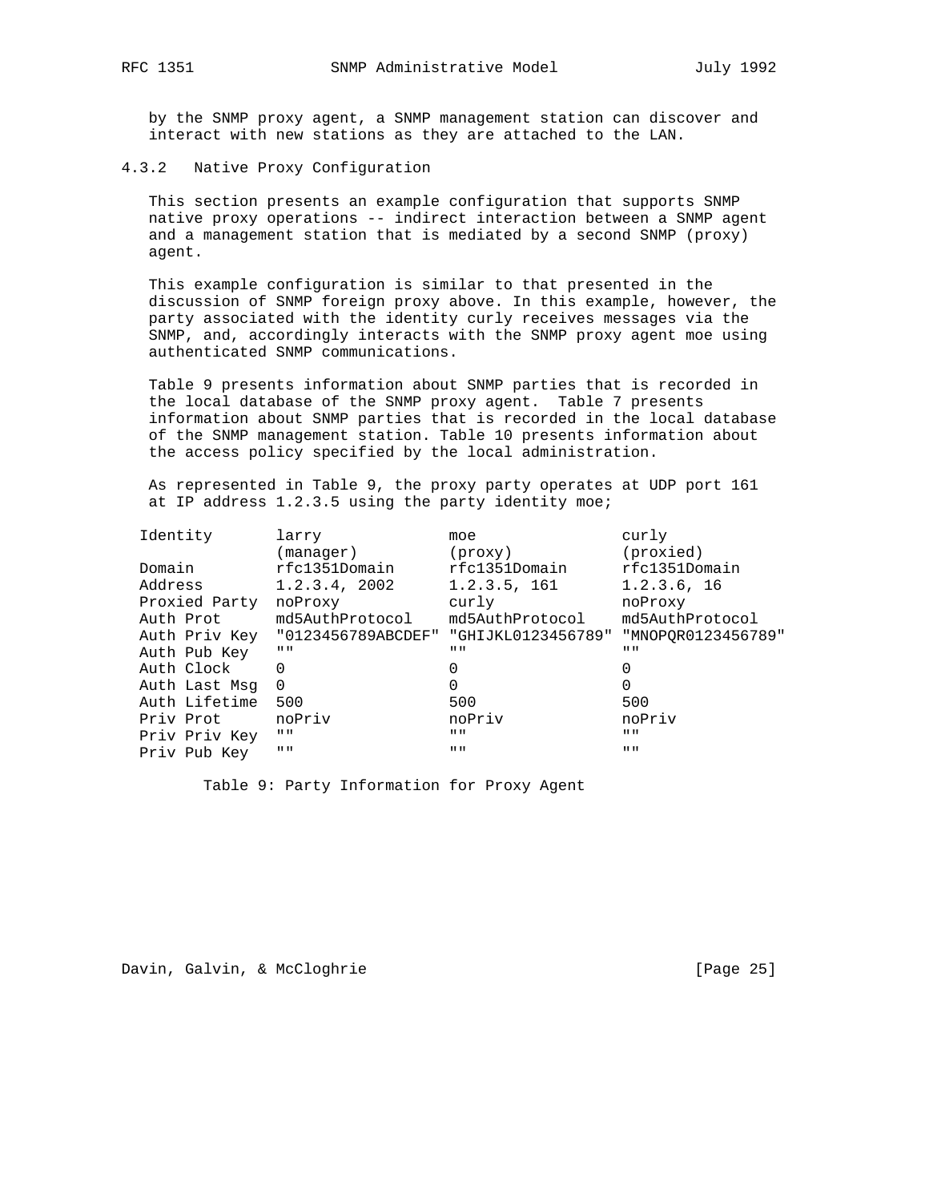by the SNMP proxy agent, a SNMP management station can discover and interact with new stations as they are attached to the LAN.

### 4.3.2 Native Proxy Configuration

This section presents an example configuration that supports SNMP native proxy operations -- indirect interaction between a SNMP agent and a management station that is mediated by a second SNMP (proxy) agent.

This example configuration is similar to that presented in the discussion of SNMP foreign proxy above. In this example, however, the party associated with the identity curly receives messages via the SNMP, and, accordingly interacts with the SNMP proxy agent moe using authenticated SNMP communications.

Table 9 presents information about SNMP parties that is recorded in the local database of the SNMP proxy agent. Table 7 presents information about SNMP parties that is recorded in the local database of the SNMP management station. Table 10 presents information about the access policy specified by the local administration.

As represented in Table 9, the proxy party operates at UDP port 161 at IP address 1.2.3.5 using the party identity moe;

| Identity | larry (manager) | moe (proxy) | curly (proxied) |
| --- | --- | --- | --- |
| Domain | rfc1351Domain | rfc1351Domain | rfc1351Domain |
| Address | 1.2.3.4, 2002 | 1.2.3.5, 161 | 1.2.3.6, 16 |
| Proxied Party | noProxy | curly | noProxy |
| Auth Prot | md5AuthProtocol | md5AuthProtocol | md5AuthProtocol |
| Auth Priv Key | "0123456789ABCDEF" | "GHIJKL0123456789" | "MNOPQR0123456789" |
| Auth Pub Key | "" | "" | "" |
| Auth Clock | 0 | 0 | 0 |
| Auth Last Msg | 0 | 0 | 0 |
| Auth Lifetime | 500 | 500 | 500 |
| Priv Prot | noPriv | noPriv | noPriv |
| Priv Priv Key | "" | "" | "" |
| Priv Pub Key | "" | "" | "" |

Table 9: Party Information for Proxy Agent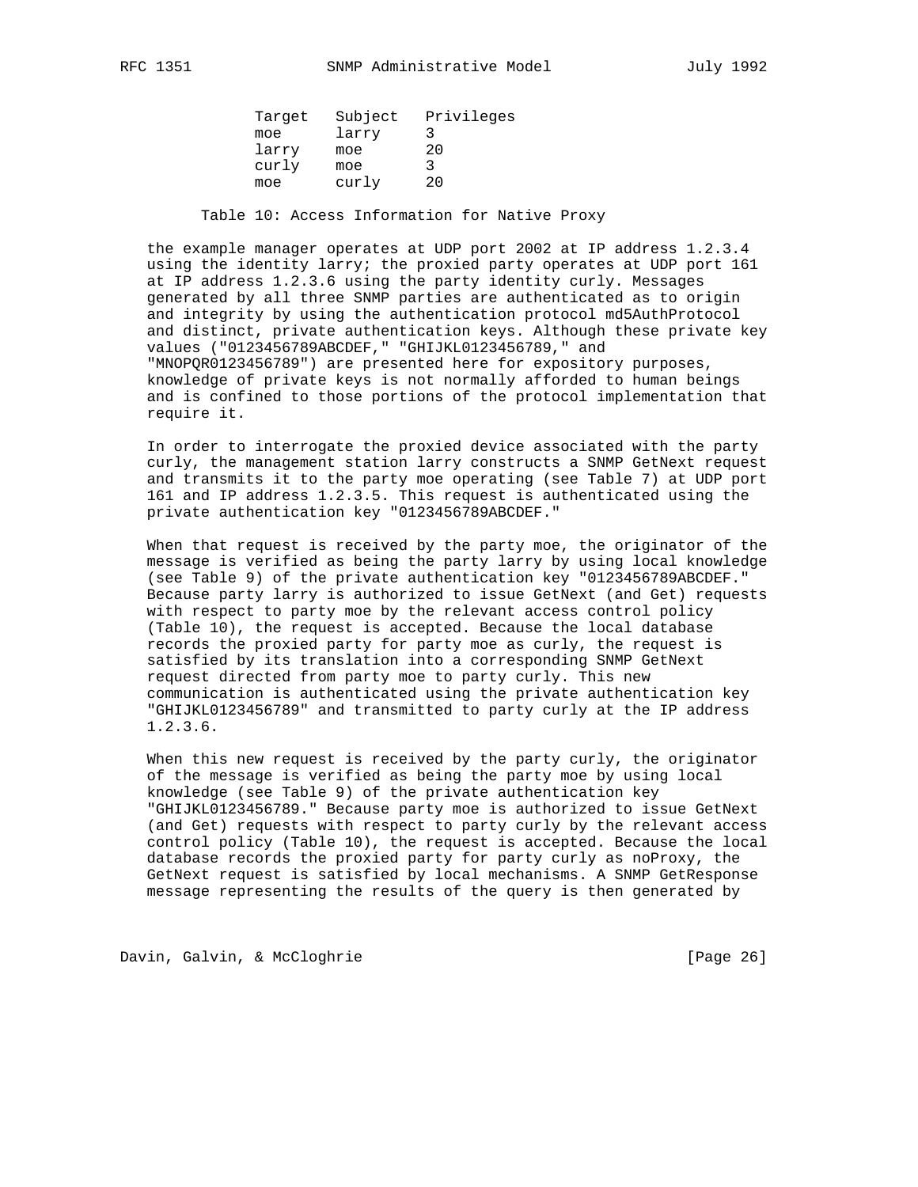| Target | Subject | Privileges |
|---|---|---|
| moe | larry | 3 |
| larry | moe | 20 |
| curly | moe | 3 |
| moe | curly | 20 |

Table 10: Access Information for Native Proxy

the example manager operates at UDP port 2002 at IP address 1.2.3.4 using the identity larry; the proxied party operates at UDP port 161 at IP address 1.2.3.6 using the party identity curly. Messages generated by all three SNMP parties are authenticated as to origin and integrity by using the authentication protocol md5AuthProtocol and distinct, private authentication keys. Although these private key values ("0123456789ABCDEF," "GHIJKL0123456789," and "MNOPQR0123456789") are presented here for expository purposes, knowledge of private keys is not normally afforded to human beings and is confined to those portions of the protocol implementation that require it.

In order to interrogate the proxied device associated with the party curly, the management station larry constructs a SNMP GetNext request and transmits it to the party moe operating (see Table 7) at UDP port 161 and IP address 1.2.3.5. This request is authenticated using the private authentication key "0123456789ABCDEF."

When that request is received by the party moe, the originator of the message is verified as being the party larry by using local knowledge (see Table 9) of the private authentication key "0123456789ABCDEF." Because party larry is authorized to issue GetNext (and Get) requests with respect to party moe by the relevant access control policy (Table 10), the request is accepted. Because the local database records the proxied party for party moe as curly, the request is satisfied by its translation into a corresponding SNMP GetNext request directed from party moe to party curly. This new communication is authenticated using the private authentication key "GHIJKL0123456789" and transmitted to party curly at the IP address 1.2.3.6.

When this new request is received by the party curly, the originator of the message is verified as being the party moe by using local knowledge (see Table 9) of the private authentication key "GHIJKL0123456789." Because party moe is authorized to issue GetNext (and Get) requests with respect to party curly by the relevant access control policy (Table 10), the request is accepted. Because the local database records the proxied party for party curly as noProxy, the GetNext request is satisfied by local mechanisms. A SNMP GetResponse message representing the results of the query is then generated by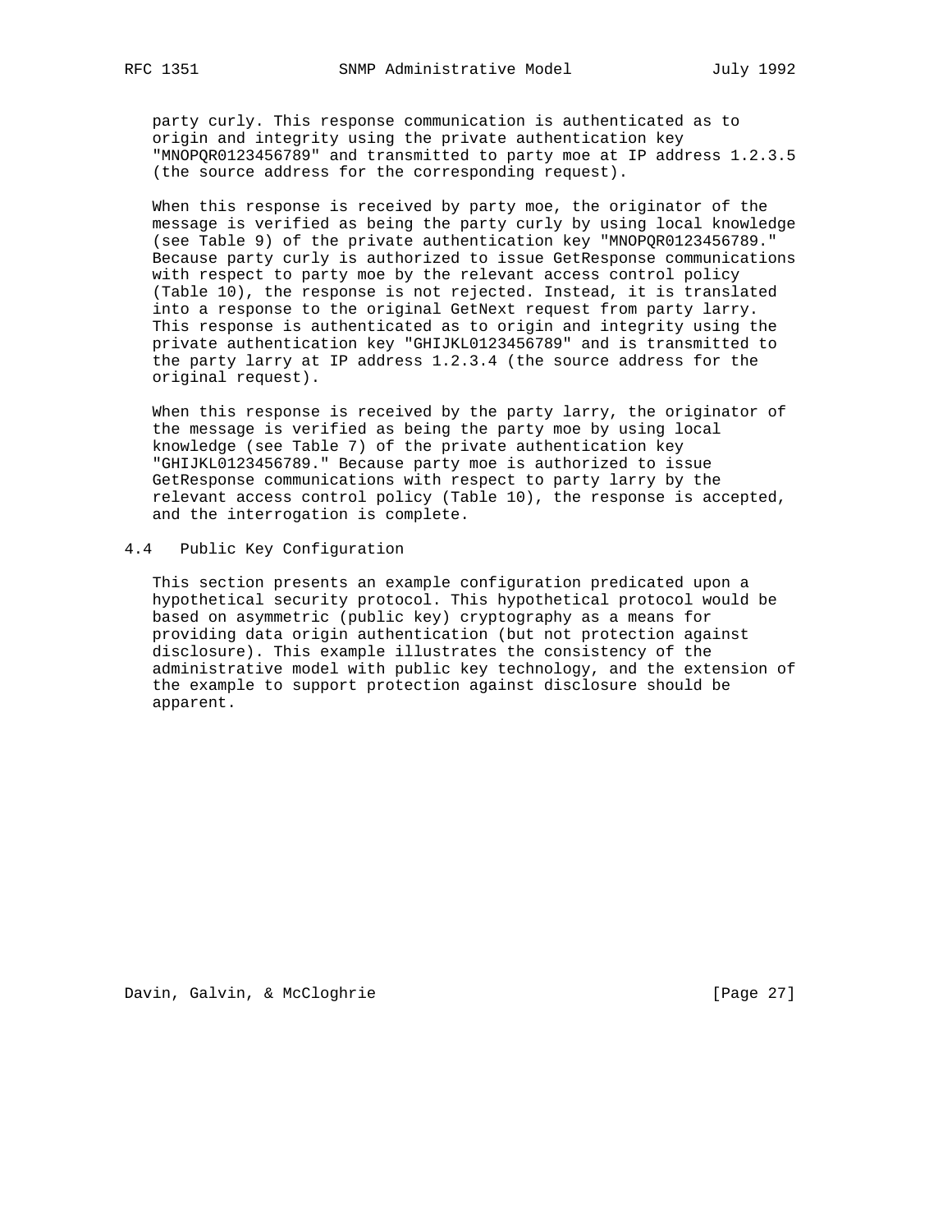party curly. This response communication is authenticated as to origin and integrity using the private authentication key "MNOPQR0123456789" and transmitted to party moe at IP address 1.2.3.5 (the source address for the corresponding request).

When this response is received by party moe, the originator of the message is verified as being the party curly by using local knowledge (see Table 9) of the private authentication key "MNOPQR0123456789." Because party curly is authorized to issue GetResponse communications with respect to party moe by the relevant access control policy (Table 10), the response is not rejected. Instead, it is translated into a response to the original GetNext request from party larry. This response is authenticated as to origin and integrity using the private authentication key "GHIJKL0123456789" and is transmitted to the party larry at IP address 1.2.3.4 (the source address for the original request).

When this response is received by the party larry, the originator of the message is verified as being the party moe by using local knowledge (see Table 7) of the private authentication key "GHIJKL0123456789." Because party moe is authorized to issue GetResponse communications with respect to party larry by the relevant access control policy (Table 10), the response is accepted, and the interrogation is complete.

## 4.4 Public Key Configuration

This section presents an example configuration predicated upon a hypothetical security protocol. This hypothetical protocol would be based on asymmetric (public key) cryptography as a means for providing data origin authentication (but not protection against disclosure). This example illustrates the consistency of the administrative model with public key technology, and the extension of the example to support protection against disclosure should be apparent.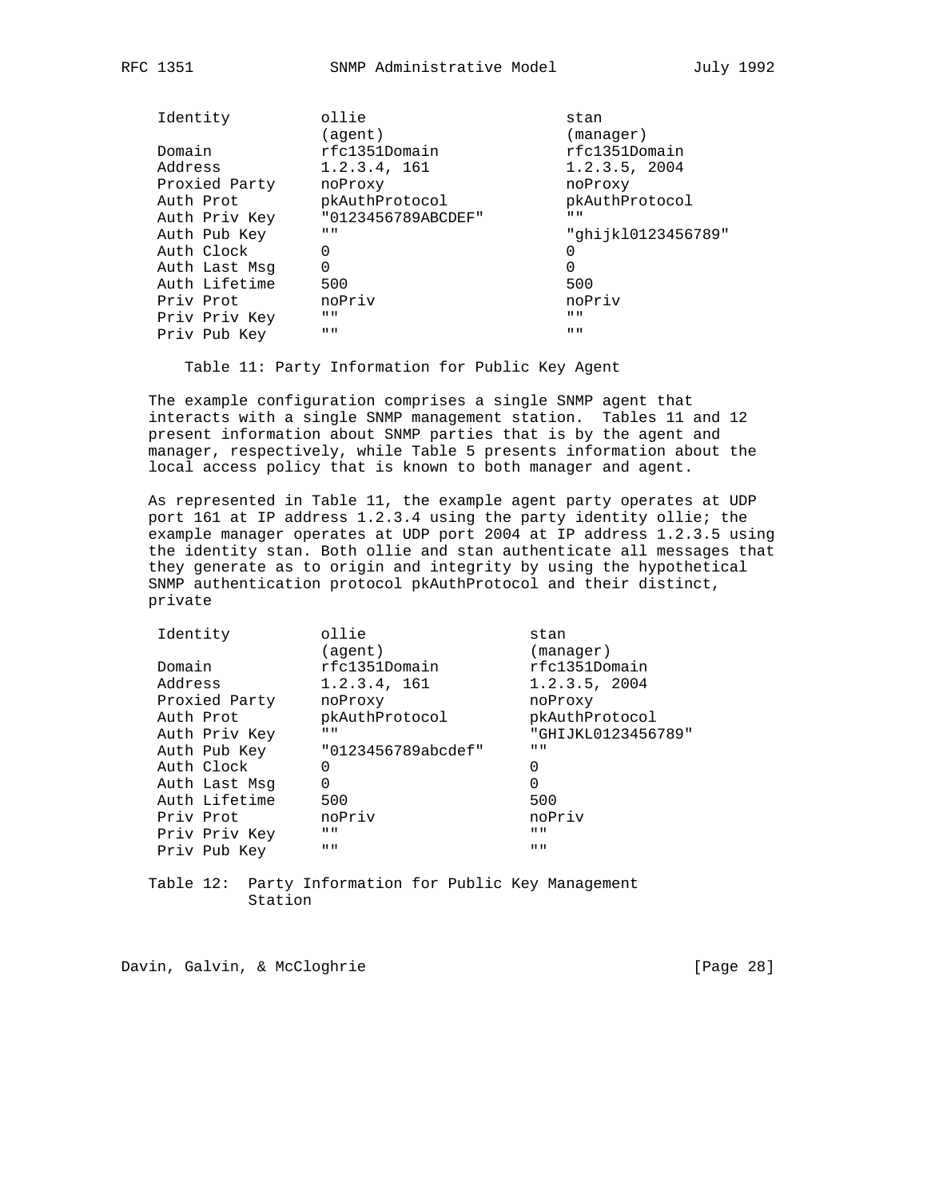| Identity | ollie (agent) | stan (manager) |
| --- | --- | --- |
| Domain | rfc1351Domain | rfc1351Domain |
| Address | 1.2.3.4, 161 | 1.2.3.5, 2004 |
| Proxied Party | noProxy | noProxy |
| Auth Prot | pkAuthProtocol | pkAuthProtocol |
| Auth Priv Key | "0123456789ABCDEF" | "" |
| Auth Pub Key | "" | "ghijkl0123456789" |
| Auth Clock | 0 | 0 |
| Auth Last Msg | 0 | 0 |
| Auth Lifetime | 500 | 500 |
| Priv Prot | noPriv | noPriv |
| Priv Priv Key | "" | "" |
| Priv Pub Key | "" | "" |

Table 11: Party Information for Public Key Agent

The example configuration comprises a single SNMP agent that interacts with a single SNMP management station. Tables 11 and 12 present information about SNMP parties that is by the agent and manager, respectively, while Table 5 presents information about the local access policy that is known to both manager and agent.

As represented in Table 11, the example agent party operates at UDP port 161 at IP address 1.2.3.4 using the party identity ollie; the example manager operates at UDP port 2004 at IP address 1.2.3.5 using the identity stan. Both ollie and stan authenticate all messages that they generate as to origin and integrity by using the hypothetical SNMP authentication protocol pkAuthProtocol and their distinct, private

| Identity | ollie (agent) | stan (manager) |
| --- | --- | --- |
| Domain | rfc1351Domain | rfc1351Domain |
| Address | 1.2.3.4, 161 | 1.2.3.5, 2004 |
| Proxied Party | noProxy | noProxy |
| Auth Prot | pkAuthProtocol | pkAuthProtocol |
| Auth Priv Key | "" | "GHIJKL0123456789" |
| Auth Pub Key | "0123456789abcdef" | "" |
| Auth Clock | 0 | 0 |
| Auth Last Msg | 0 | 0 |
| Auth Lifetime | 500 | 500 |
| Priv Prot | noPriv | noPriv |
| Priv Priv Key | "" | "" |
| Priv Pub Key | "" | "" |

Table 12: Party Information for Public Key Management Station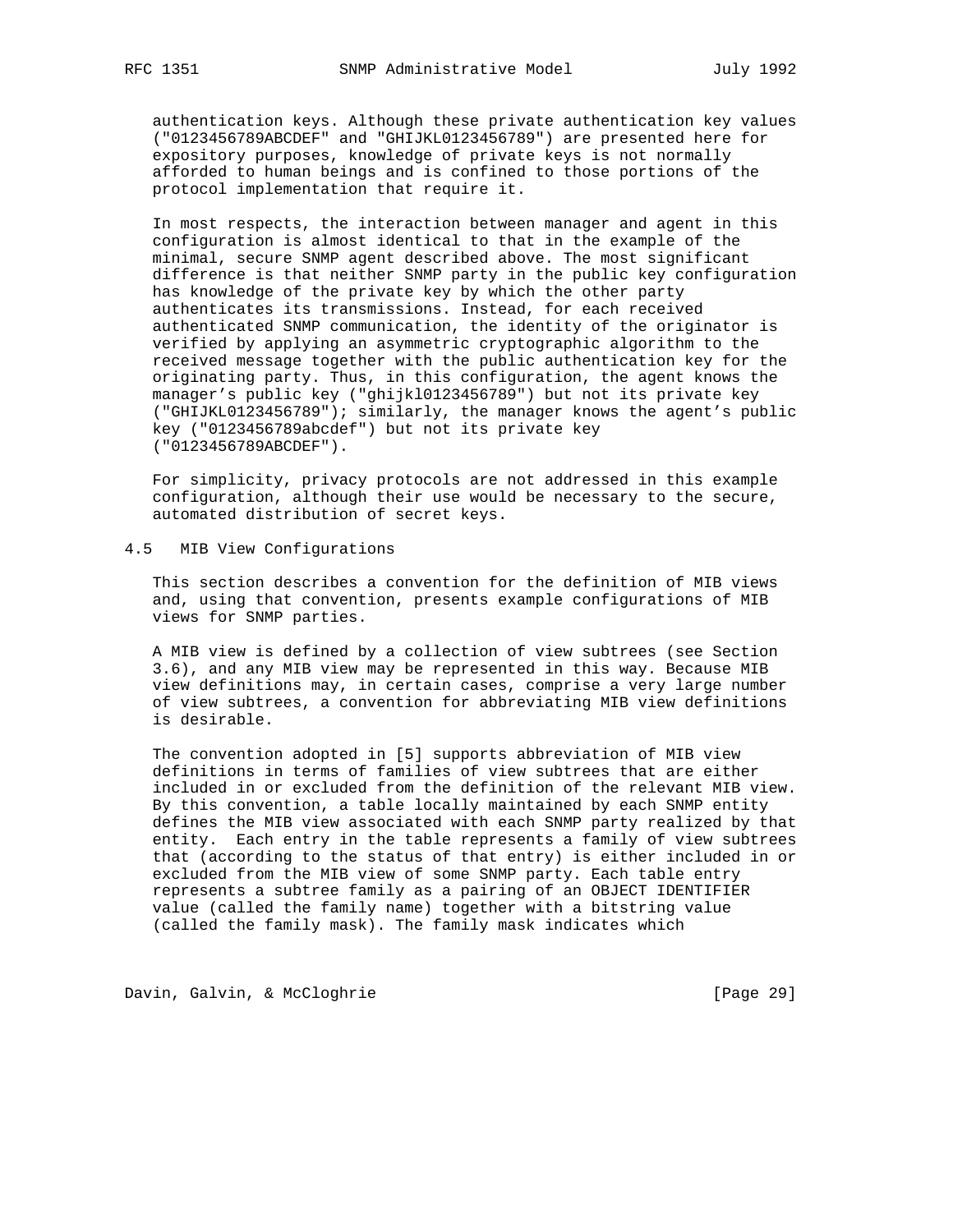authentication keys. Although these private authentication key values ("0123456789ABCDEF" and "GHIJKL0123456789") are presented here for expository purposes, knowledge of private keys is not normally afforded to human beings and is confined to those portions of the protocol implementation that require it.

In most respects, the interaction between manager and agent in this configuration is almost identical to that in the example of the minimal, secure SNMP agent described above. The most significant difference is that neither SNMP party in the public key configuration has knowledge of the private key by which the other party authenticates its transmissions. Instead, for each received authenticated SNMP communication, the identity of the originator is verified by applying an asymmetric cryptographic algorithm to the received message together with the public authentication key for the originating party. Thus, in this configuration, the agent knows the manager's public key ("ghijkl0123456789") but not its private key ("GHIJKL0123456789"); similarly, the manager knows the agent's public key ("0123456789abcdef") but not its private key ("0123456789ABCDEF").

For simplicity, privacy protocols are not addressed in this example configuration, although their use would be necessary to the secure, automated distribution of secret keys.

### 4.5 MIB View Configurations

This section describes a convention for the definition of MIB views and, using that convention, presents example configurations of MIB views for SNMP parties.

A MIB view is defined by a collection of view subtrees (see Section 3.6), and any MIB view may be represented in this way. Because MIB view definitions may, in certain cases, comprise a very large number of view subtrees, a convention for abbreviating MIB view definitions is desirable.

The convention adopted in [5] supports abbreviation of MIB view definitions in terms of families of view subtrees that are either included in or excluded from the definition of the relevant MIB view. By this convention, a table locally maintained by each SNMP entity defines the MIB view associated with each SNMP party realized by that entity. Each entry in the table represents a family of view subtrees that (according to the status of that entry) is either included in or excluded from the MIB view of some SNMP party. Each table entry represents a subtree family as a pairing of an OBJECT IDENTIFIER value (called the family name) together with a bitstring value (called the family mask). The family mask indicates which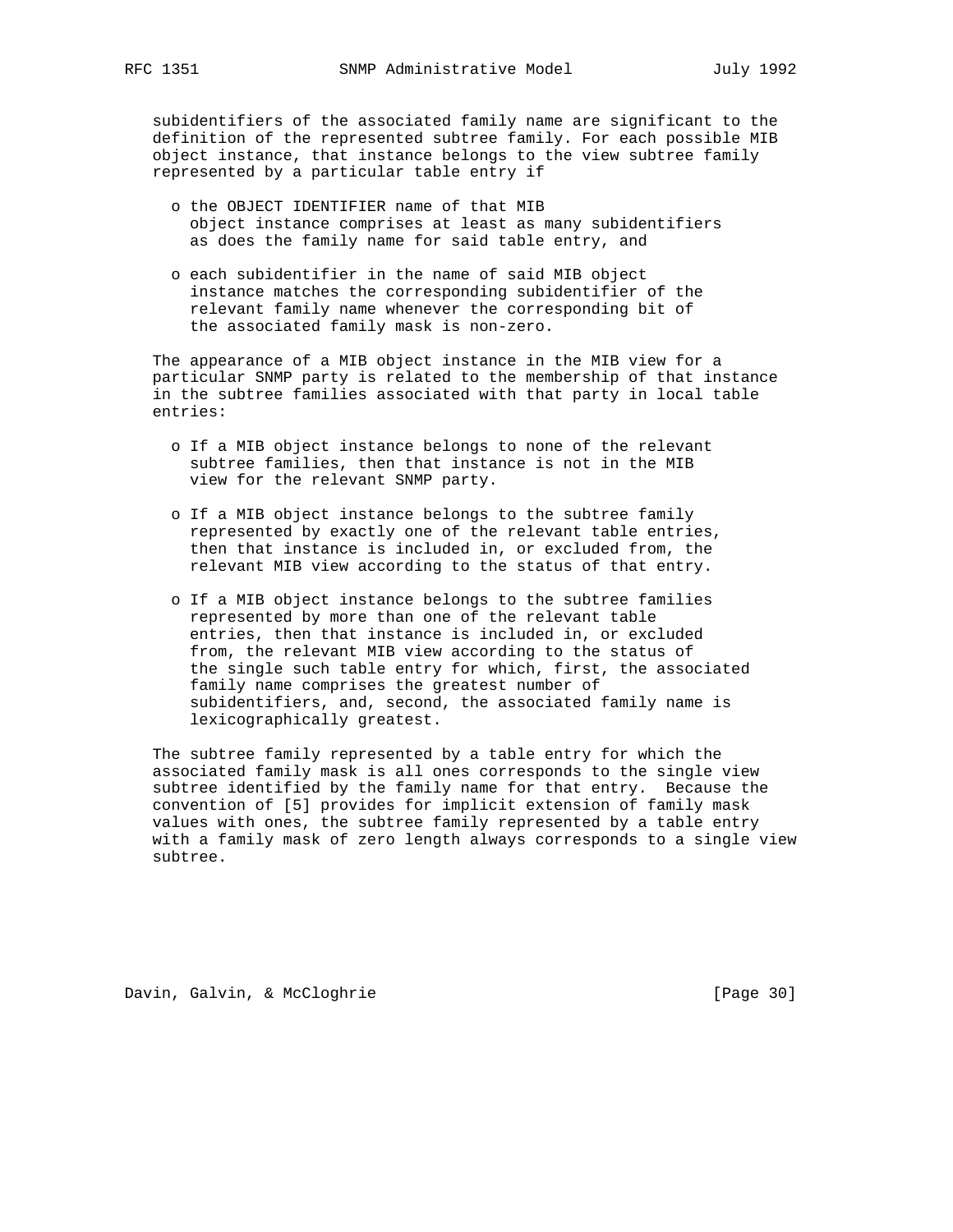subidentifiers of the associated family name are significant to the definition of the represented subtree family. For each possible MIB object instance, that instance belongs to the view subtree family represented by a particular table entry if

- the OBJECT IDENTIFIER name of that MIB object instance comprises at least as many subidentifiers as does the family name for said table entry, and

- each subidentifier in the name of said MIB object instance matches the corresponding subidentifier of the relevant family name whenever the corresponding bit of the associated family mask is non-zero.

The appearance of a MIB object instance in the MIB view for a particular SNMP party is related to the membership of that instance in the subtree families associated with that party in local table entries:

- If a MIB object instance belongs to none of the relevant subtree families, then that instance is not in the MIB view for the relevant SNMP party.

- If a MIB object instance belongs to the subtree family represented by exactly one of the relevant table entries, then that instance is included in, or excluded from, the relevant MIB view according to the status of that entry.

- If a MIB object instance belongs to the subtree families represented by more than one of the relevant table entries, then that instance is included in, or excluded from, the relevant MIB view according to the status of the single such table entry for which, first, the associated family name comprises the greatest number of subidentifiers, and, second, the associated family name is lexicographically greatest.

The subtree family represented by a table entry for which the associated family mask is all ones corresponds to the single view subtree identified by the family name for that entry. Because the convention of [5] provides for implicit extension of family mask values with ones, the subtree family represented by a table entry with a family mask of zero length always corresponds to a single view subtree.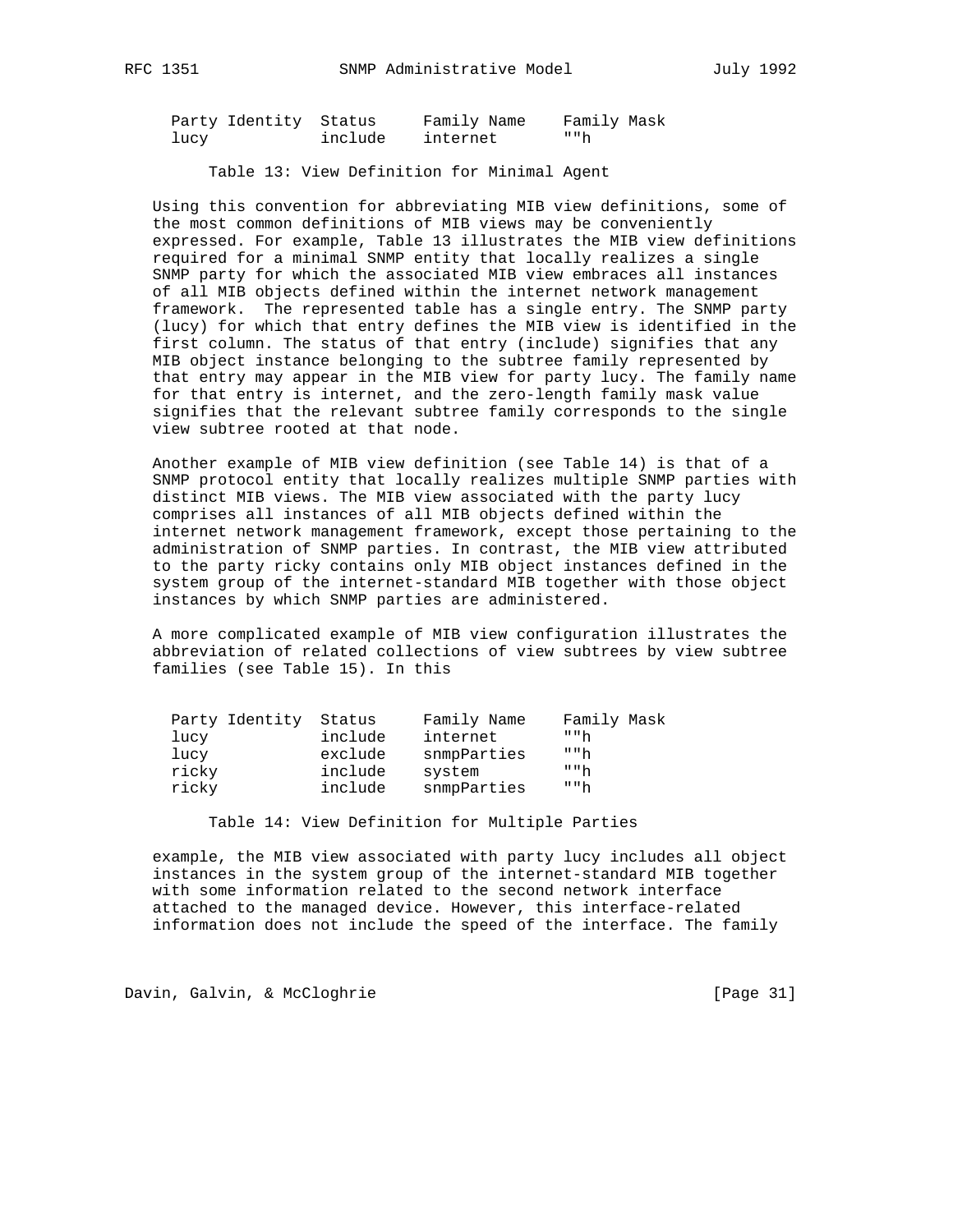| Party Identity | Status | Family Name | Family Mask |
| --- | --- | --- | --- |
| lucy | include | internet | ""h |

Table 13: View Definition for Minimal Agent

Using this convention for abbreviating MIB view definitions, some of the most common definitions of MIB views may be conveniently expressed. For example, Table 13 illustrates the MIB view definitions required for a minimal SNMP entity that locally realizes a single SNMP party for which the associated MIB view embraces all instances of all MIB objects defined within the internet network management framework. The represented table has a single entry. The SNMP party (lucy) for which that entry defines the MIB view is identified in the first column. The status of that entry (include) signifies that any MIB object instance belonging to the subtree family represented by that entry may appear in the MIB view for party lucy. The family name for that entry is internet, and the zero-length family mask value signifies that the relevant subtree family corresponds to the single view subtree rooted at that node.

Another example of MIB view definition (see Table 14) is that of a SNMP protocol entity that locally realizes multiple SNMP parties with distinct MIB views. The MIB view associated with the party lucy comprises all instances of all MIB objects defined within the internet network management framework, except those pertaining to the administration of SNMP parties. In contrast, the MIB view attributed to the party ricky contains only MIB object instances defined in the system group of the internet-standard MIB together with those object instances by which SNMP parties are administered.

A more complicated example of MIB view configuration illustrates the abbreviation of related collections of view subtrees by view subtree families (see Table 15). In this

| Party Identity | Status | Family Name | Family Mask |
| --- | --- | --- | --- |
| lucy | include | internet | ""h |
| lucy | exclude | snmpParties | ""h |
| ricky | include | system | ""h |
| ricky | include | snmpParties | ""h |

Table 14: View Definition for Multiple Parties

example, the MIB view associated with party lucy includes all object instances in the system group of the internet-standard MIB together with some information related to the second network interface attached to the managed device. However, this interface-related information does not include the speed of the interface. The family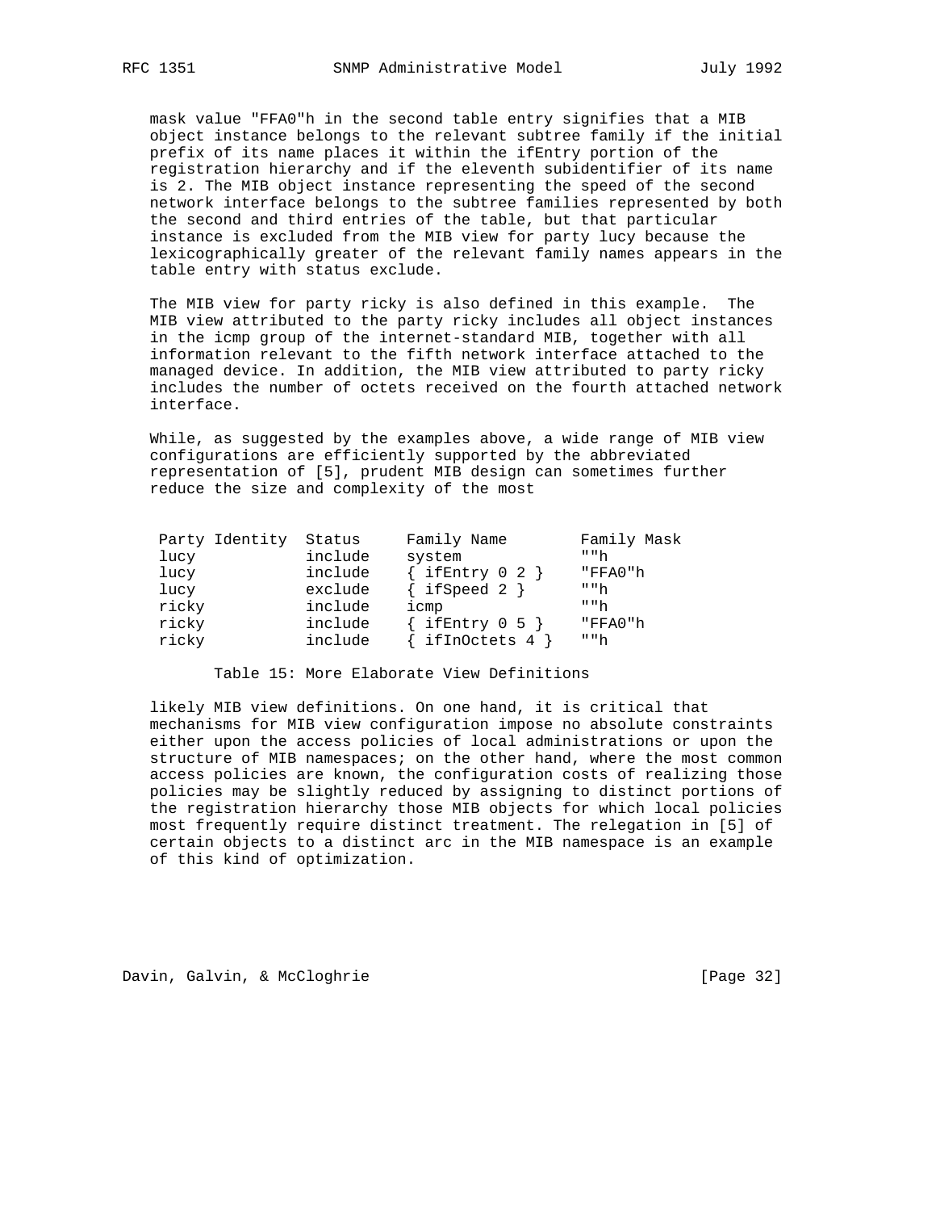mask value "FFA0"h in the second table entry signifies that a MIB object instance belongs to the relevant subtree family if the initial prefix of its name places it within the ifEntry portion of the registration hierarchy and if the eleventh subidentifier of its name is 2. The MIB object instance representing the speed of the second network interface belongs to the subtree families represented by both the second and third entries of the table, but that particular instance is excluded from the MIB view for party lucy because the lexicographically greater of the relevant family names appears in the table entry with status exclude.

The MIB view for party ricky is also defined in this example. The MIB view attributed to the party ricky includes all object instances in the icmp group of the internet-standard MIB, together with all information relevant to the fifth network interface attached to the managed device. In addition, the MIB view attributed to party ricky includes the number of octets received on the fourth attached network interface.

While, as suggested by the examples above, a wide range of MIB view configurations are efficiently supported by the abbreviated representation of [5], prudent MIB design can sometimes further reduce the size and complexity of the most

| Party Identity | Status | Family Name | Family Mask |
|---|---|---|---|
| lucy | include | system | ""h |
| lucy | include | { ifEntry 0 2 } | "FFA0"h |
| lucy | exclude | { ifSpeed 2 } | ""h |
| ricky | include | icmp | ""h |
| ricky | include | { ifEntry 0 5 } | "FFA0"h |
| ricky | include | { ifInOctets 4 } | ""h |

Table 15: More Elaborate View Definitions

likely MIB view definitions. On one hand, it is critical that mechanisms for MIB view configuration impose no absolute constraints either upon the access policies of local administrations or upon the structure of MIB namespaces; on the other hand, where the most common access policies are known, the configuration costs of realizing those policies may be slightly reduced by assigning to distinct portions of the registration hierarchy those MIB objects for which local policies most frequently require distinct treatment. The relegation in [5] of certain objects to a distinct arc in the MIB namespace is an example of this kind of optimization.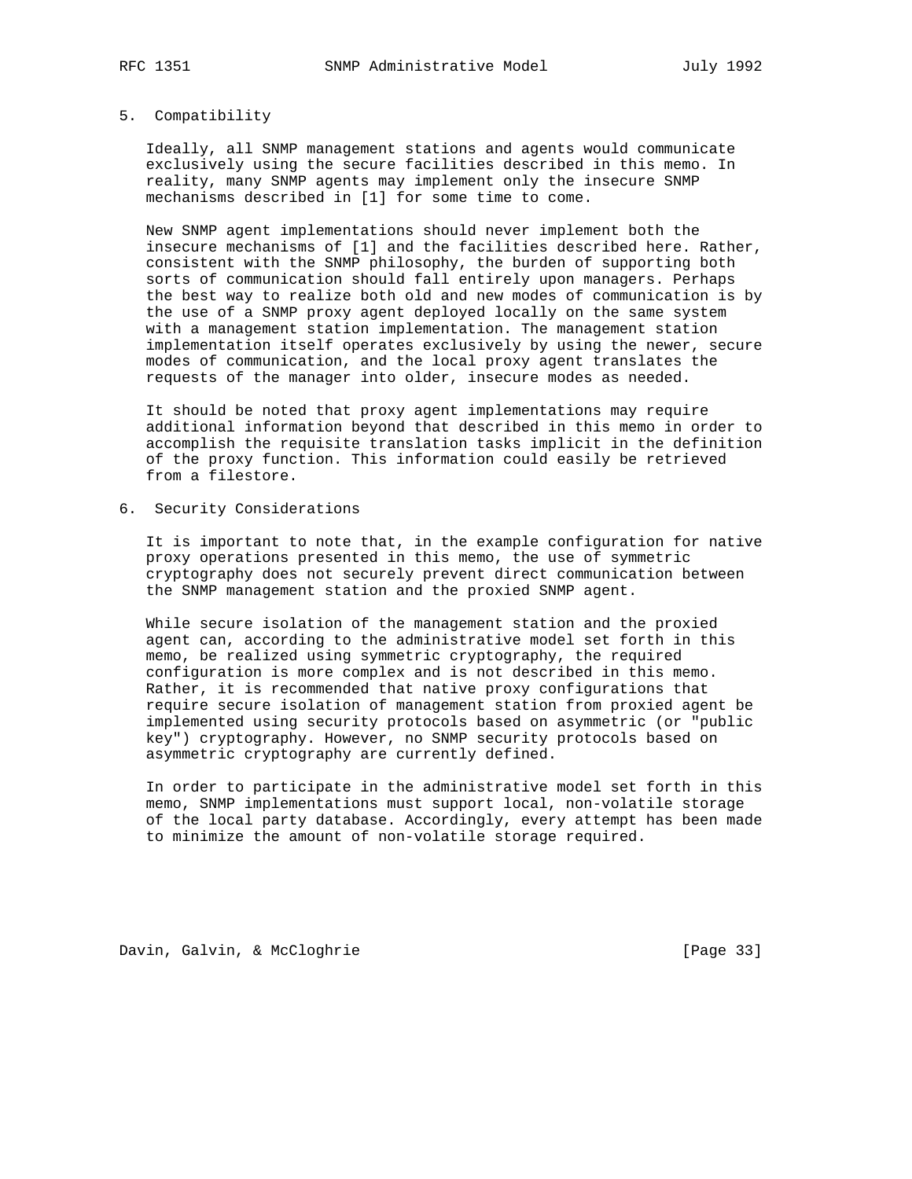## 5. Compatibility

Ideally, all SNMP management stations and agents would communicate exclusively using the secure facilities described in this memo. In reality, many SNMP agents may implement only the insecure SNMP mechanisms described in [1] for some time to come.

New SNMP agent implementations should never implement both the insecure mechanisms of [1] and the facilities described here. Rather, consistent with the SNMP philosophy, the burden of supporting both sorts of communication should fall entirely upon managers. Perhaps the best way to realize both old and new modes of communication is by the use of a SNMP proxy agent deployed locally on the same system with a management station implementation. The management station implementation itself operates exclusively by using the newer, secure modes of communication, and the local proxy agent translates the requests of the manager into older, insecure modes as needed.

It should be noted that proxy agent implementations may require additional information beyond that described in this memo in order to accomplish the requisite translation tasks implicit in the definition of the proxy function. This information could easily be retrieved from a filestore.

## 6. Security Considerations

It is important to note that, in the example configuration for native proxy operations presented in this memo, the use of symmetric cryptography does not securely prevent direct communication between the SNMP management station and the proxied SNMP agent.

While secure isolation of the management station and the proxied agent can, according to the administrative model set forth in this memo, be realized using symmetric cryptography, the required configuration is more complex and is not described in this memo. Rather, it is recommended that native proxy configurations that require secure isolation of management station from proxied agent be implemented using security protocols based on asymmetric (or "public key") cryptography. However, no SNMP security protocols based on asymmetric cryptography are currently defined.

In order to participate in the administrative model set forth in this memo, SNMP implementations must support local, non-volatile storage of the local party database. Accordingly, every attempt has been made to minimize the amount of non-volatile storage required.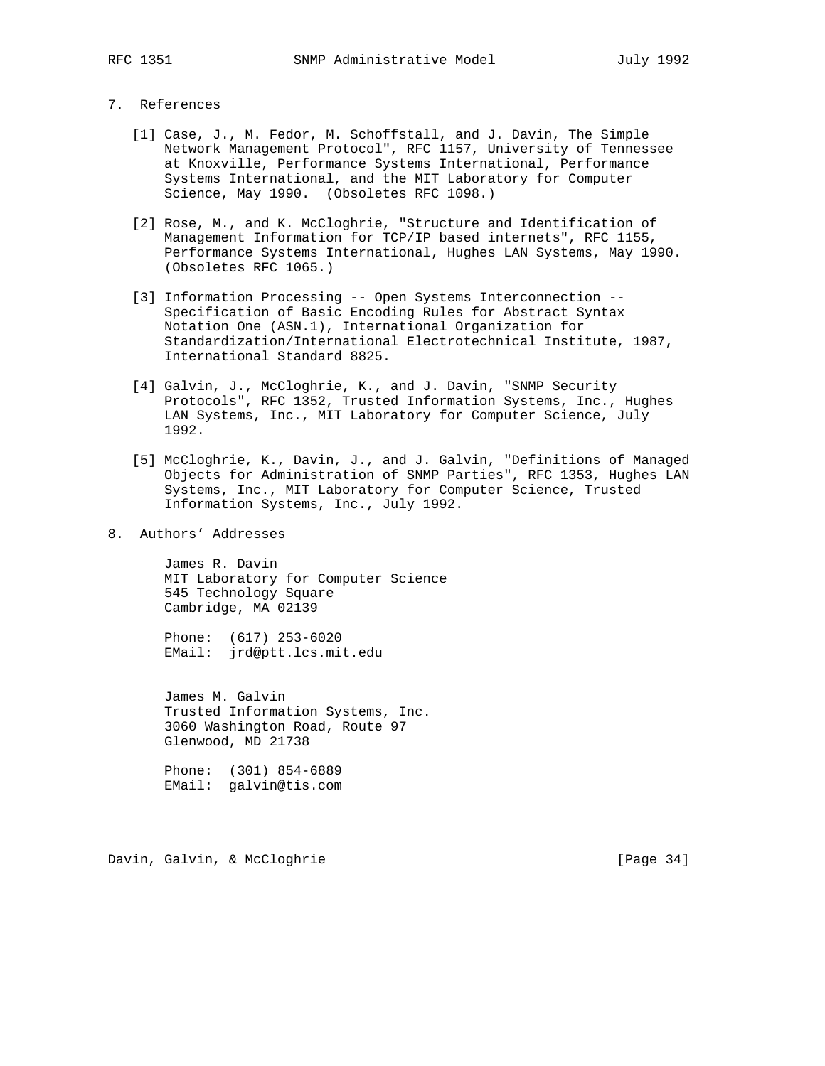## 7. References

[1] Case, J., M. Fedor, M. Schoffstall, and J. Davin, The Simple Network Management Protocol", RFC 1157, University of Tennessee at Knoxville, Performance Systems International, Performance Systems International, and the MIT Laboratory for Computer Science, May 1990. (Obsoletes RFC 1098.)

[2] Rose, M., and K. McCloghrie, "Structure and Identification of Management Information for TCP/IP based internets", RFC 1155, Performance Systems International, Hughes LAN Systems, May 1990. (Obsoletes RFC 1065.)

[3] Information Processing -- Open Systems Interconnection -- Specification of Basic Encoding Rules for Abstract Syntax Notation One (ASN.1), International Organization for Standardization/International Electrotechnical Institute, 1987, International Standard 8825.

[4] Galvin, J., McCloghrie, K., and J. Davin, "SNMP Security Protocols", RFC 1352, Trusted Information Systems, Inc., Hughes LAN Systems, Inc., MIT Laboratory for Computer Science, July 1992.

[5] McCloghrie, K., Davin, J., and J. Galvin, "Definitions of Managed Objects for Administration of SNMP Parties", RFC 1353, Hughes LAN Systems, Inc., MIT Laboratory for Computer Science, Trusted Information Systems, Inc., July 1992.

## 8. Authors' Addresses

James R. Davin
MIT Laboratory for Computer Science
545 Technology Square
Cambridge, MA 02139

Phone: (617) 253-6020
EMail: jrd@ptt.lcs.mit.edu

James M. Galvin
Trusted Information Systems, Inc.
3060 Washington Road, Route 97
Glenwood, MD 21738

Phone: (301) 854-6889
EMail: galvin@tis.com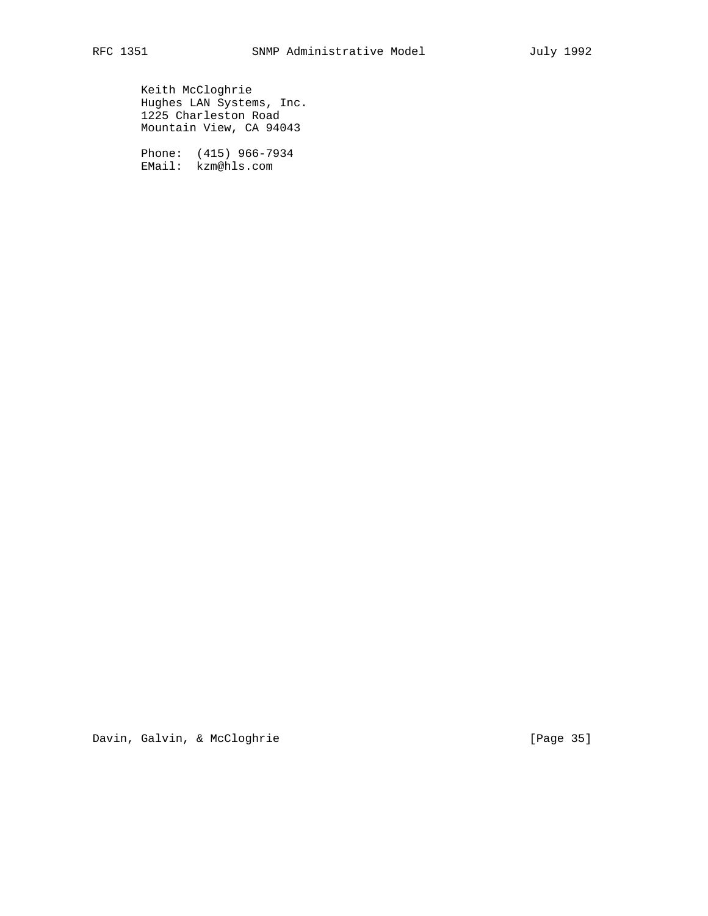Keith McCloghrie
Hughes LAN Systems, Inc.
1225 Charleston Road
Mountain View, CA 94043

Phone: (415) 966-7934
EMail: kzm@hls.com